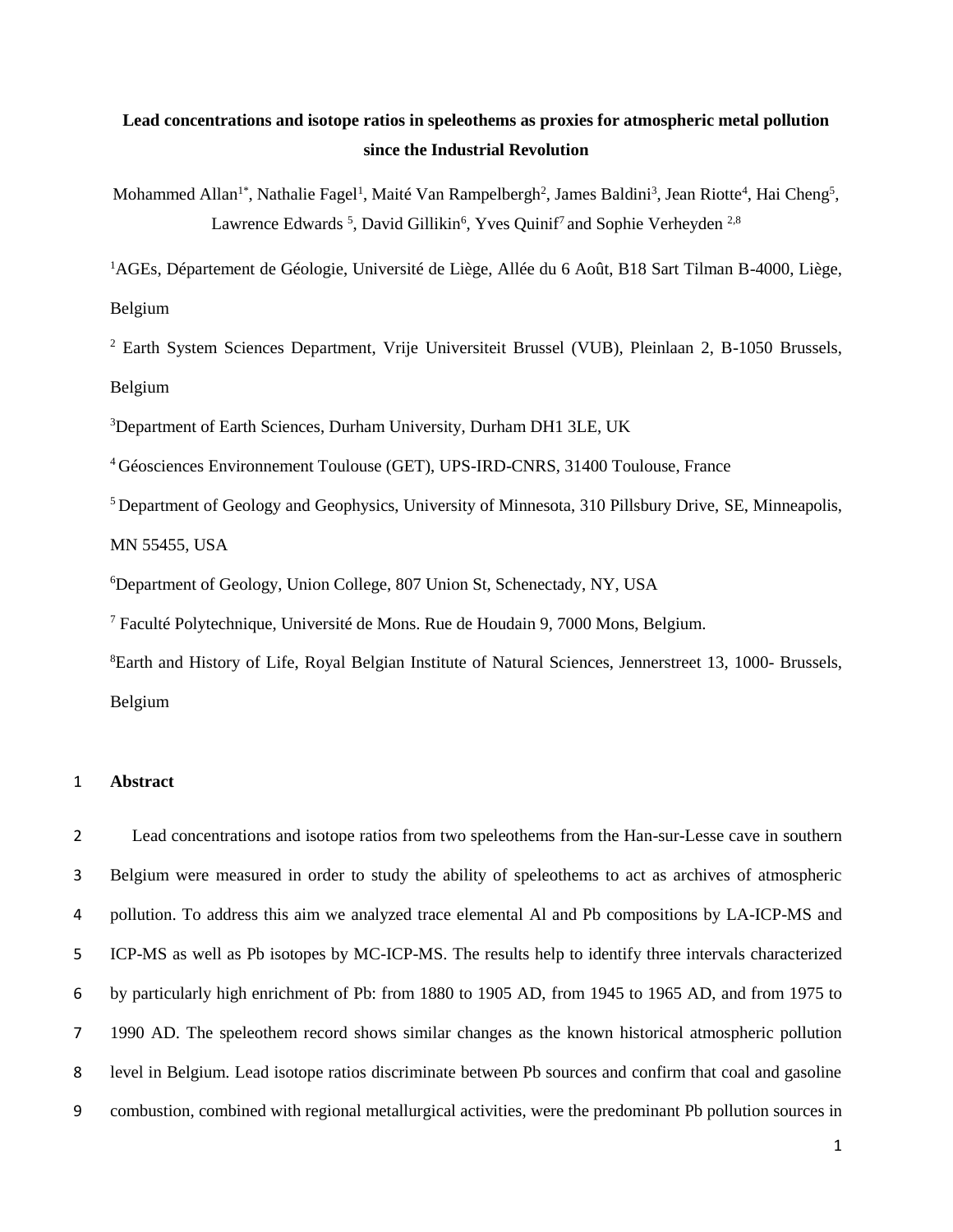# Lead concentrations and isotope ratios in speleothems as proxies for atmospheric metal pollution since the Industrial Revolution

Mohammed Allan[1*], Nathalie Fagel[1], Maité Van Rampelbergh[2], James Baldini[3], Jean Riotte[4], Hai Cheng[5], Lawrence Edwards [5], David Gillikin[6], Yves Quinif[7] and Sophie Verheyden [2,8]

[1]AGEs, Département de Géologie, Université de Liège, Allée du 6 Août, B18 Sart Tilman B-4000, Liège, Belgium

[2] Earth System Sciences Department, Vrije Universiteit Brussel (VUB), Pleinlaan 2, B-1050 Brussels, Belgium

[3]Department of Earth Sciences, Durham University, Durham DH1 3LE, UK

[4] Géosciences Environnement Toulouse (GET), UPS-IRD-CNRS, 31400 Toulouse, France

[5] Department of Geology and Geophysics, University of Minnesota, 310 Pillsbury Drive, SE, Minneapolis, MN 55455, USA

[6]Department of Geology, Union College, 807 Union St, Schenectady, NY, USA

[7] Faculté Polytechnique, Université de Mons. Rue de Houdain 9, 7000 Mons, Belgium.

[8]Earth and History of Life, Royal Belgian Institute of Natural Sciences, Jennerstreet 13, 1000- Brussels, Belgium

1 **Abstract**

2 Lead concentrations and isotope ratios from two speleothems from the Han-sur-Lesse cave in southern
3 Belgium were measured in order to study the ability of speleothems to act as archives of atmospheric
4 pollution. To address this aim we analyzed trace elemental Al and Pb compositions by LA-ICP-MS and
5 ICP-MS as well as Pb isotopes by MC-ICP-MS. The results help to identify three intervals characterized
6 by particularly high enrichment of Pb: from 1880 to 1905 AD, from 1945 to 1965 AD, and from 1975 to
7 1990 AD. The speleothem record shows similar changes as the known historical atmospheric pollution
8 level in Belgium. Lead isotope ratios discriminate between Pb sources and confirm that coal and gasoline
9 combustion, combined with regional metallurgical activities, were the predominant Pb pollution sources in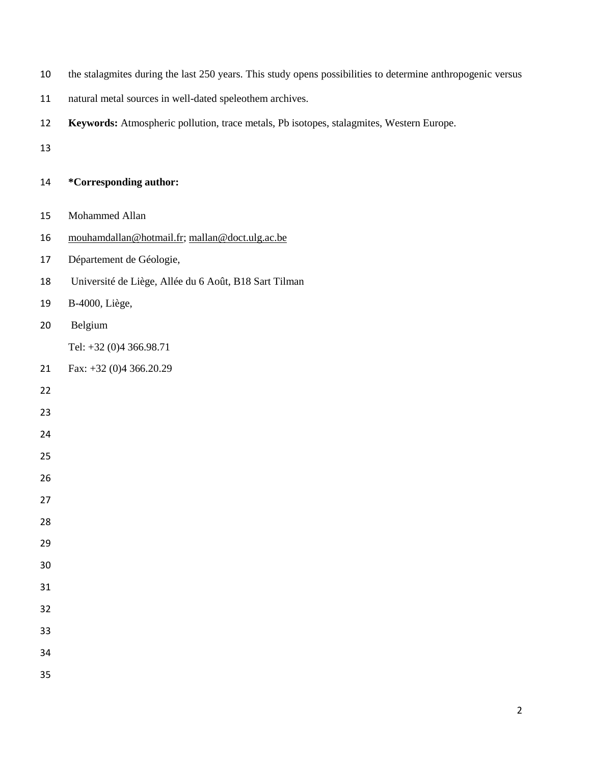the stalagmites during the last 250 years. This study opens possibilities to determine anthropogenic versus natural metal sources in well-dated speleothem archives.

**Keywords:** Atmospheric pollution, trace metals, Pb isotopes, stalagmites, Western Europe.

**\*Corresponding author:**

Mohammed Allan

mouhamdallan@hotmail.fr; mallan@doct.ulg.ac.be

Département de Géologie,

Université de Liège, Allée du 6 Août, B18 Sart Tilman

B-4000, Liège,

Belgium

Tel: +32 (0)4 366.98.71

Fax: +32 (0)4 366.20.29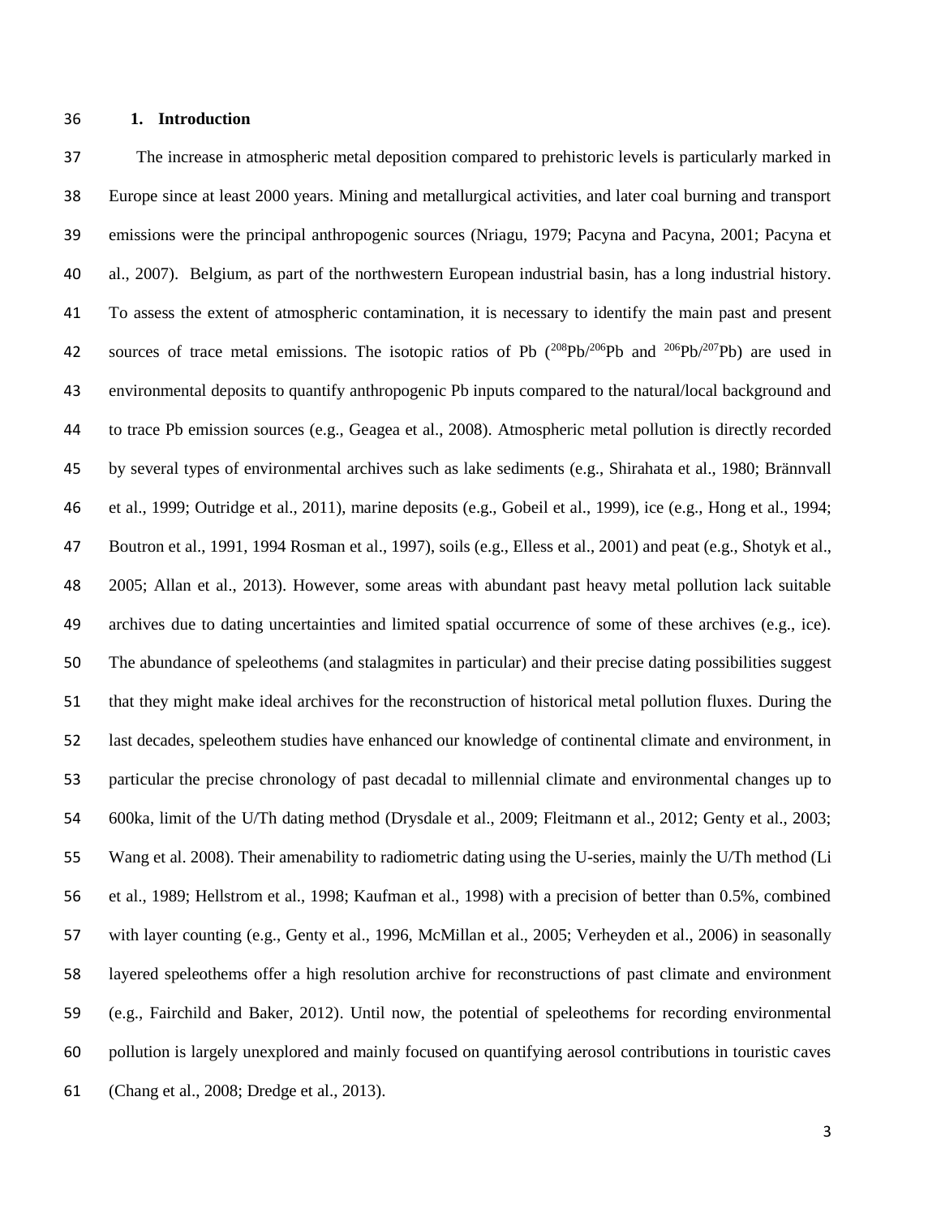# 1. Introduction

The increase in atmospheric metal deposition compared to prehistoric levels is particularly marked in Europe since at least 2000 years. Mining and metallurgical activities, and later coal burning and transport emissions were the principal anthropogenic sources (Nriagu, 1979; Pacyna and Pacyna, 2001; Pacyna et al., 2007). Belgium, as part of the northwestern European industrial basin, has a long industrial history. To assess the extent of atmospheric contamination, it is necessary to identify the main past and present sources of trace metal emissions. The isotopic ratios of Pb ($^{208}Pb/^{206}Pb$ and $^{206}Pb/^{207}Pb$) are used in environmental deposits to quantify anthropogenic Pb inputs compared to the natural/local background and to trace Pb emission sources (e.g., Geagea et al., 2008). Atmospheric metal pollution is directly recorded by several types of environmental archives such as lake sediments (e.g., Shirahata et al., 1980; Brännvall et al., 1999; Outridge et al., 2011), marine deposits (e.g., Gobeil et al., 1999), ice (e.g., Hong et al., 1994; Boutron et al., 1991, 1994 Rosman et al., 1997), soils (e.g., Elless et al., 2001) and peat (e.g., Shotyk et al., 2005; Allan et al., 2013). However, some areas with abundant past heavy metal pollution lack suitable archives due to dating uncertainties and limited spatial occurrence of some of these archives (e.g., ice). The abundance of speleothems (and stalagmites in particular) and their precise dating possibilities suggest that they might make ideal archives for the reconstruction of historical metal pollution fluxes. During the last decades, speleothem studies have enhanced our knowledge of continental climate and environment, in particular the precise chronology of past decadal to millennial climate and environmental changes up to 600ka, limit of the U/Th dating method (Drysdale et al., 2009; Fleitmann et al., 2012; Genty et al., 2003; Wang et al. 2008). Their amenability to radiometric dating using the U-series, mainly the U/Th method (Li et al., 1989; Hellstrom et al., 1998; Kaufman et al., 1998) with a precision of better than 0.5%, combined with layer counting (e.g., Genty et al., 1996, McMillan et al., 2005; Verheyden et al., 2006) in seasonally layered speleothems offer a high resolution archive for reconstructions of past climate and environment (e.g., Fairchild and Baker, 2012). Until now, the potential of speleothems for recording environmental pollution is largely unexplored and mainly focused on quantifying aerosol contributions in touristic caves (Chang et al., 2008; Dredge et al., 2013).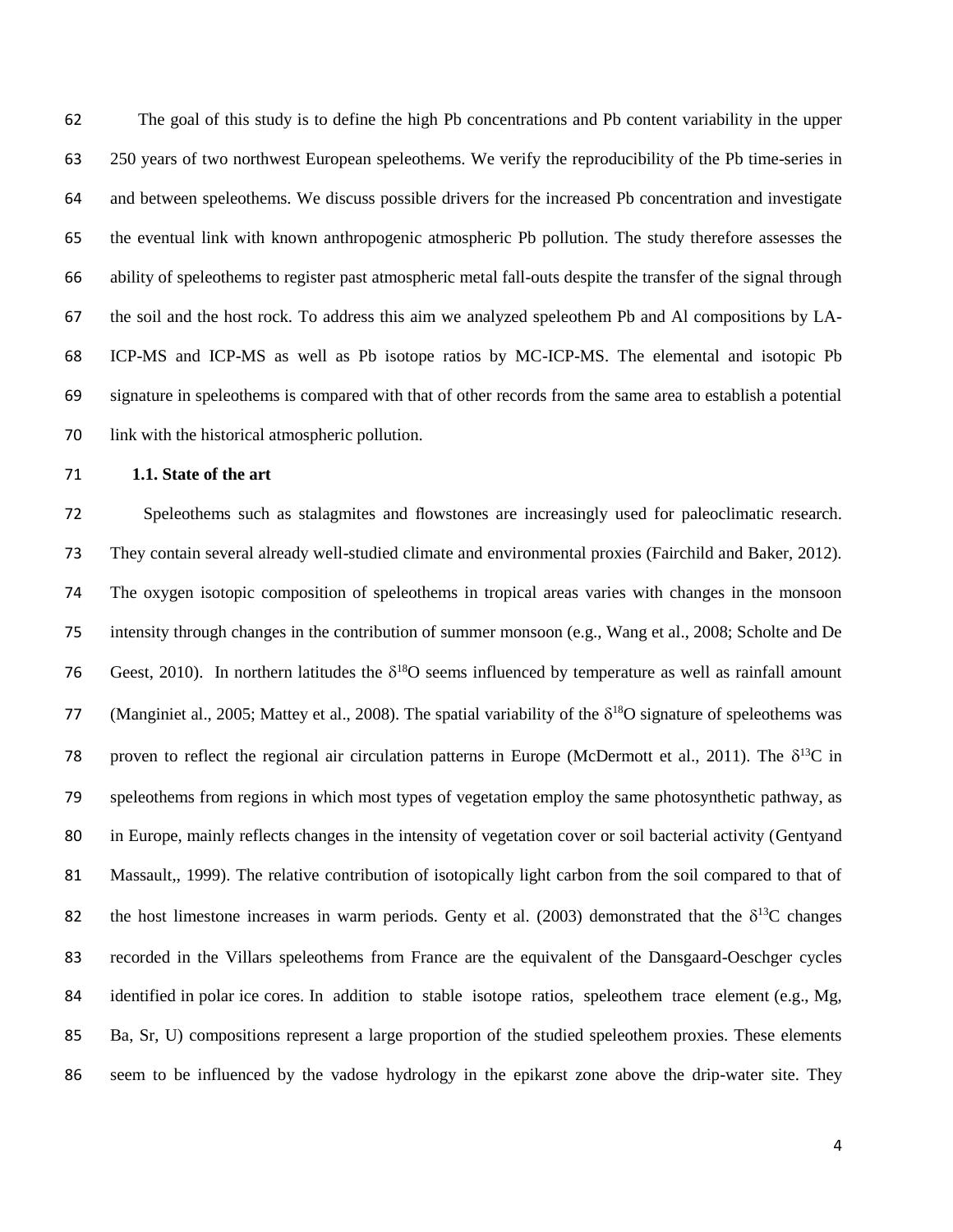The goal of this study is to define the high Pb concentrations and Pb content variability in the upper 250 years of two northwest European speleothems. We verify the reproducibility of the Pb time-series in and between speleothems. We discuss possible drivers for the increased Pb concentration and investigate the eventual link with known anthropogenic atmospheric Pb pollution. The study therefore assesses the ability of speleothems to register past atmospheric metal fall-outs despite the transfer of the signal through the soil and the host rock. To address this aim we analyzed speleothem Pb and Al compositions by LA-ICP-MS and ICP-MS as well as Pb isotope ratios by MC-ICP-MS. The elemental and isotopic Pb signature in speleothems is compared with that of other records from the same area to establish a potential link with the historical atmospheric pollution.

### 1.1. State of the art

Speleothems such as stalagmites and flowstones are increasingly used for paleoclimatic research. They contain several already well-studied climate and environmental proxies (Fairchild and Baker, 2012). The oxygen isotopic composition of speleothems in tropical areas varies with changes in the monsoon intensity through changes in the contribution of summer monsoon (e.g., Wang et al., 2008; Scholte and De Geest, 2010). In northern latitudes the $\delta^{18}O$ seems influenced by temperature as well as rainfall amount (Manginiet al., 2005; Mattey et al., 2008). The spatial variability of the $\delta^{18}O$ signature of speleothems was proven to reflect the regional air circulation patterns in Europe (McDermott et al., 2011). The $\delta^{13}C$ in speleothems from regions in which most types of vegetation employ the same photosynthetic pathway, as in Europe, mainly reflects changes in the intensity of vegetation cover or soil bacterial activity (Gentyand Massault,, 1999). The relative contribution of isotopically light carbon from the soil compared to that of the host limestone increases in warm periods. Genty et al. (2003) demonstrated that the $\delta^{13}C$ changes recorded in the Villars speleothems from France are the equivalent of the Dansgaard-Oeschger cycles identified in polar ice cores. In addition to stable isotope ratios, speleothem trace element (e.g., Mg, Ba, Sr, U) compositions represent a large proportion of the studied speleothem proxies. These elements seem to be influenced by the vadose hydrology in the epikarst zone above the drip-water site. They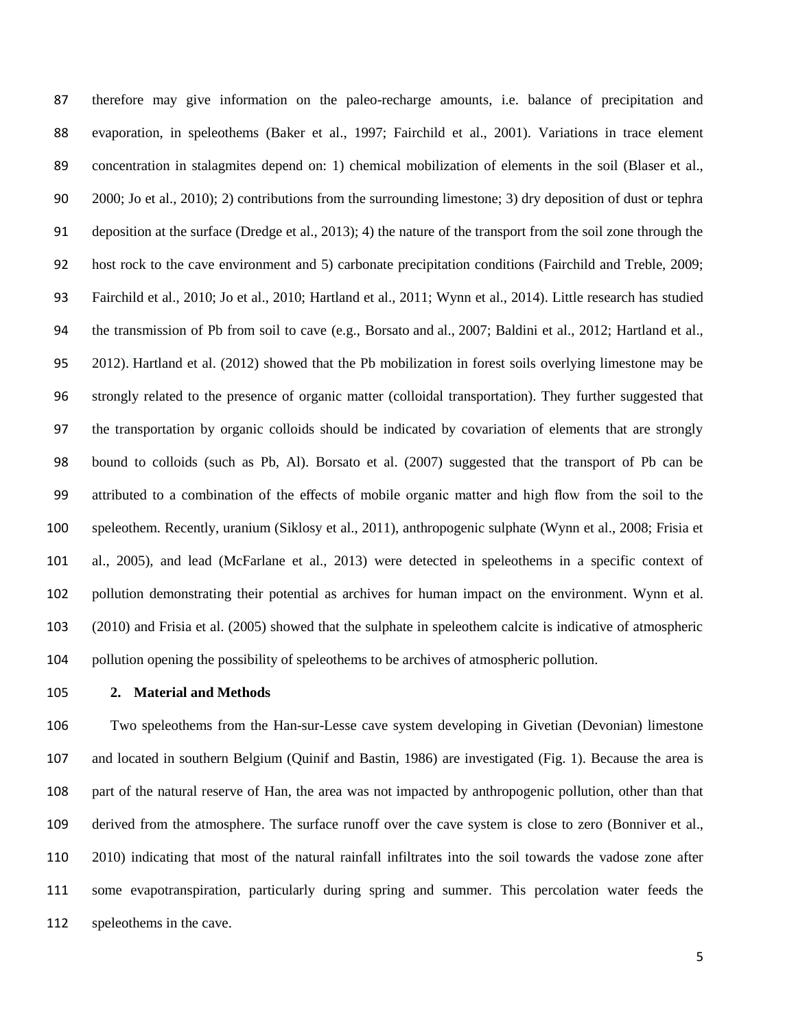therefore may give information on the paleo-recharge amounts, i.e. balance of precipitation and evaporation, in speleothems (Baker et al., 1997; Fairchild et al., 2001). Variations in trace element concentration in stalagmites depend on: 1) chemical mobilization of elements in the soil (Blaser et al., 2000; Jo et al., 2010); 2) contributions from the surrounding limestone; 3) dry deposition of dust or tephra deposition at the surface (Dredge et al., 2013); 4) the nature of the transport from the soil zone through the host rock to the cave environment and 5) carbonate precipitation conditions (Fairchild and Treble, 2009; Fairchild et al., 2010; Jo et al., 2010; Hartland et al., 2011; Wynn et al., 2014). Little research has studied the transmission of Pb from soil to cave (e.g., Borsato and al., 2007; Baldini et al., 2012; Hartland et al., 2012). Hartland et al. (2012) showed that the Pb mobilization in forest soils overlying limestone may be strongly related to the presence of organic matter (colloidal transportation). They further suggested that the transportation by organic colloids should be indicated by covariation of elements that are strongly bound to colloids (such as Pb, Al). Borsato et al. (2007) suggested that the transport of Pb can be attributed to a combination of the effects of mobile organic matter and high flow from the soil to the speleothem. Recently, uranium (Siklosy et al., 2011), anthropogenic sulphate (Wynn et al., 2008; Frisia et al., 2005), and lead (McFarlane et al., 2013) were detected in speleothems in a specific context of pollution demonstrating their potential as archives for human impact on the environment. Wynn et al. (2010) and Frisia et al. (2005) showed that the sulphate in speleothem calcite is indicative of atmospheric pollution opening the possibility of speleothems to be archives of atmospheric pollution.

## 2. Material and Methods

Two speleothems from the Han-sur-Lesse cave system developing in Givetian (Devonian) limestone and located in southern Belgium (Quinif and Bastin, 1986) are investigated (Fig. 1). Because the area is part of the natural reserve of Han, the area was not impacted by anthropogenic pollution, other than that derived from the atmosphere. The surface runoff over the cave system is close to zero (Bonniver et al., 2010) indicating that most of the natural rainfall infiltrates into the soil towards the vadose zone after some evapotranspiration, particularly during spring and summer. This percolation water feeds the speleothems in the cave.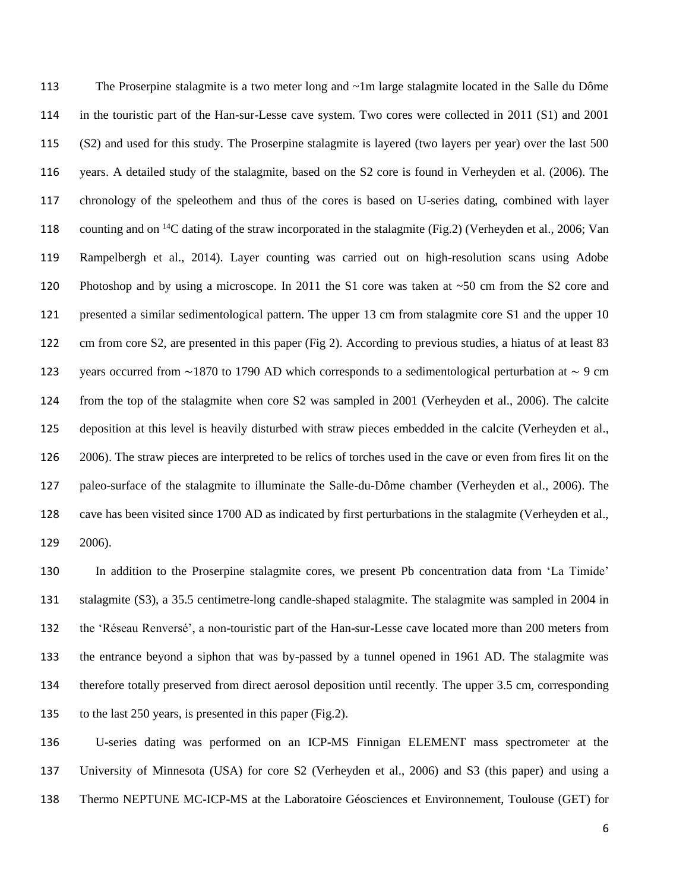The Proserpine stalagmite is a two meter long and ~1m large stalagmite located in the Salle du Dôme in the touristic part of the Han-sur-Lesse cave system. Two cores were collected in 2011 (S1) and 2001 (S2) and used for this study. The Proserpine stalagmite is layered (two layers per year) over the last 500 years. A detailed study of the stalagmite, based on the S2 core is found in Verheyden et al. (2006). The chronology of the speleothem and thus of the cores is based on U-series dating, combined with layer counting and on $^{14}C$ dating of the straw incorporated in the stalagmite (Fig.2) (Verheyden et al., 2006; Van Rampelbergh et al., 2014). Layer counting was carried out on high-resolution scans using Adobe Photoshop and by using a microscope. In 2011 the S1 core was taken at ~50 cm from the S2 core and presented a similar sedimentological pattern. The upper 13 cm from stalagmite core S1 and the upper 10 cm from core S2, are presented in this paper (Fig 2). According to previous studies, a hiatus of at least 83 years occurred from ∼1870 to 1790 AD which corresponds to a sedimentological perturbation at ∼ 9 cm from the top of the stalagmite when core S2 was sampled in 2001 (Verheyden et al., 2006). The calcite deposition at this level is heavily disturbed with straw pieces embedded in the calcite (Verheyden et al., 2006). The straw pieces are interpreted to be relics of torches used in the cave or even from fires lit on the paleo-surface of the stalagmite to illuminate the Salle-du-Dôme chamber (Verheyden et al., 2006). The cave has been visited since 1700 AD as indicated by first perturbations in the stalagmite (Verheyden et al., 2006).

In addition to the Proserpine stalagmite cores, we present Pb concentration data from 'La Timide' stalagmite (S3), a 35.5 centimetre-long candle-shaped stalagmite. The stalagmite was sampled in 2004 in the 'Réseau Renversé', a non-touristic part of the Han-sur-Lesse cave located more than 200 meters from the entrance beyond a siphon that was by-passed by a tunnel opened in 1961 AD. The stalagmite was therefore totally preserved from direct aerosol deposition until recently. The upper 3.5 cm, corresponding to the last 250 years, is presented in this paper (Fig.2).

U-series dating was performed on an ICP-MS Finnigan ELEMENT mass spectrometer at the University of Minnesota (USA) for core S2 (Verheyden et al., 2006) and S3 (this paper) and using a Thermo NEPTUNE MC-ICP-MS at the Laboratoire Géosciences et Environnement, Toulouse (GET) for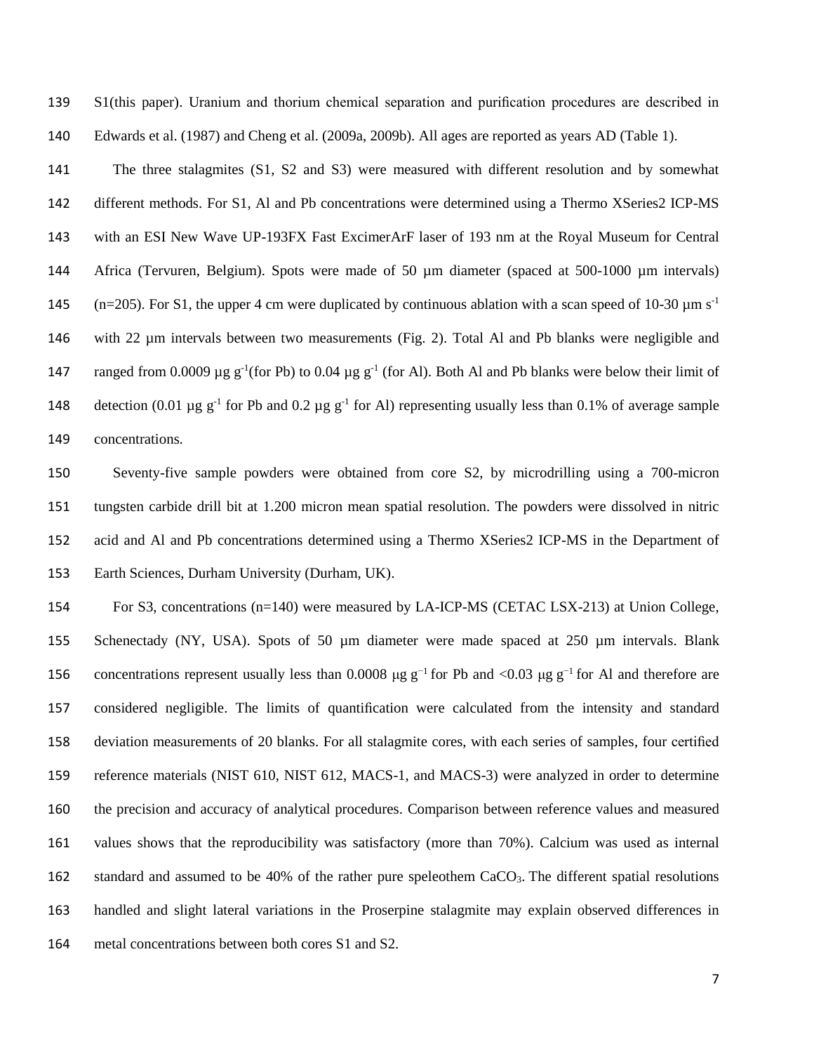S1(this paper). Uranium and thorium chemical separation and purification procedures are described in Edwards et al. (1987) and Cheng et al. (2009a, 2009b). All ages are reported as years AD (Table 1).

The three stalagmites (S1, S2 and S3) were measured with different resolution and by somewhat different methods. For S1, Al and Pb concentrations were determined using a Thermo XSeries2 ICP-MS with an ESI New Wave UP-193FX Fast ExcimerArF laser of 193 nm at the Royal Museum for Central Africa (Tervuren, Belgium). Spots were made of 50 µm diameter (spaced at 500-1000 µm intervals) (n=205). For S1, the upper 4 cm were duplicated by continuous ablation with a scan speed of 10-30 µm $s^{-1}$ with 22 µm intervals between two measurements (Fig. 2). Total Al and Pb blanks were negligible and ranged from 0.0009 µg $g^{-1}$(for Pb) to 0.04 µg $g^{-1}$ (for Al). Both Al and Pb blanks were below their limit of detection (0.01 µg $g^{-1}$ for Pb and 0.2 µg $g^{-1}$ for Al) representing usually less than 0.1% of average sample concentrations.

Seventy-five sample powders were obtained from core S2, by microdrilling using a 700-micron tungsten carbide drill bit at 1.200 micron mean spatial resolution. The powders were dissolved in nitric acid and Al and Pb concentrations determined using a Thermo XSeries2 ICP-MS in the Department of Earth Sciences, Durham University (Durham, UK).

For S3, concentrations (n=140) were measured by LA-ICP-MS (CETAC LSX-213) at Union College, Schenectady (NY, USA). Spots of 50 µm diameter were made spaced at 250 µm intervals. Blank concentrations represent usually less than 0.0008 µg $g^{-1}$ for Pb and <0.03 µg $g^{-1}$ for Al and therefore are considered negligible. The limits of quantification were calculated from the intensity and standard deviation measurements of 20 blanks. For all stalagmite cores, with each series of samples, four certified reference materials (NIST 610, NIST 612, MACS-1, and MACS-3) were analyzed in order to determine the precision and accuracy of analytical procedures. Comparison between reference values and measured values shows that the reproducibility was satisfactory (more than 70%). Calcium was used as internal standard and assumed to be 40% of the rather pure speleothem $CaCO_3$. The different spatial resolutions handled and slight lateral variations in the Proserpine stalagmite may explain observed differences in metal concentrations between both cores S1 and S2.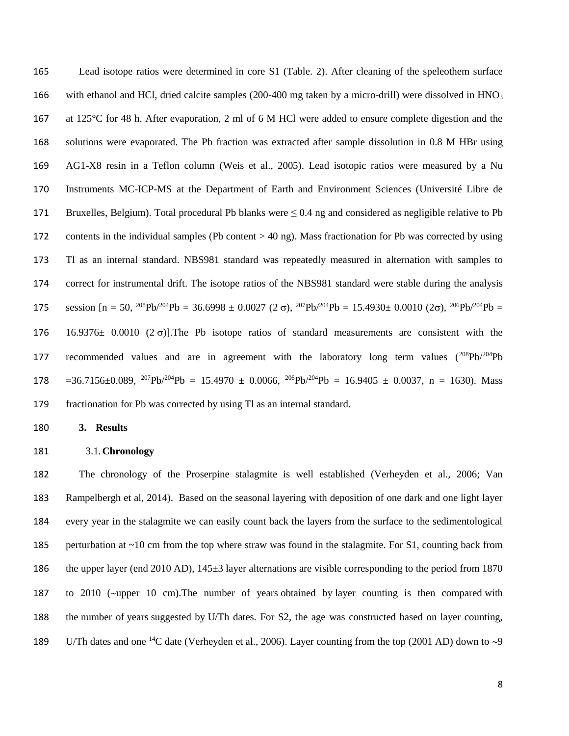Lead isotope ratios were determined in core S1 (Table. 2). After cleaning of the speleothem surface with ethanol and HCl, dried calcite samples (200-400 mg taken by a micro-drill) were dissolved in $HNO_3$ at 125°C for 48 h. After evaporation, 2 ml of 6 M HCl were added to ensure complete digestion and the solutions were evaporated. The Pb fraction was extracted after sample dissolution in 0.8 M HBr using AG1-X8 resin in a Teflon column (Weis et al., 2005). Lead isotopic ratios were measured by a Nu Instruments MC-ICP-MS at the Department of Earth and Environment Sciences (Université Libre de Bruxelles, Belgium). Total procedural Pb blanks were ≤ 0.4 ng and considered as negligible relative to Pb contents in the individual samples (Pb content > 40 ng). Mass fractionation for Pb was corrected by using Tl as an internal standard. NBS981 standard was repeatedly measured in alternation with samples to correct for instrumental drift. The isotope ratios of the NBS981 standard were stable during the analysis session [n = 50, $^{208}Pb/^{204}Pb = 36.6998 \pm 0.0027$ (2 $\sigma$), $^{207}Pb/^{204}Pb = 15.4930 \pm 0.0010$ (2$\sigma$), $^{206}Pb/^{204}Pb = 16.9376 \pm 0.0010$ (2 $\sigma$)].The Pb isotope ratios of standard measurements are consistent with the recommended values and are in agreement with the laboratory long term values ($^{208}Pb/^{204}Pb = 36.7156 \pm 0.089$, $^{207}Pb/^{204}Pb = 15.4970 \pm 0.0066$, $^{206}Pb/^{204}Pb = 16.9405 \pm 0.0037$, n = 1630). Mass fractionation for Pb was corrected by using Tl as an internal standard.

# 3. Results

## 3.1. Chronology

The chronology of the Proserpine stalagmite is well established (Verheyden et al., 2006; Van Rampelbergh et al, 2014). Based on the seasonal layering with deposition of one dark and one light layer every year in the stalagmite we can easily count back the layers from the surface to the sedimentological perturbation at ~10 cm from the top where straw was found in the stalagmite. For S1, counting back from the upper layer (end 2010 AD), 145±3 layer alternations are visible corresponding to the period from 1870 to 2010 (~upper 10 cm).The number of years obtained by layer counting is then compared with the number of years suggested by U/Th dates. For S2, the age was constructed based on layer counting, U/Th dates and one $^{14}C$ date (Verheyden et al., 2006). Layer counting from the top (2001 AD) down to ~9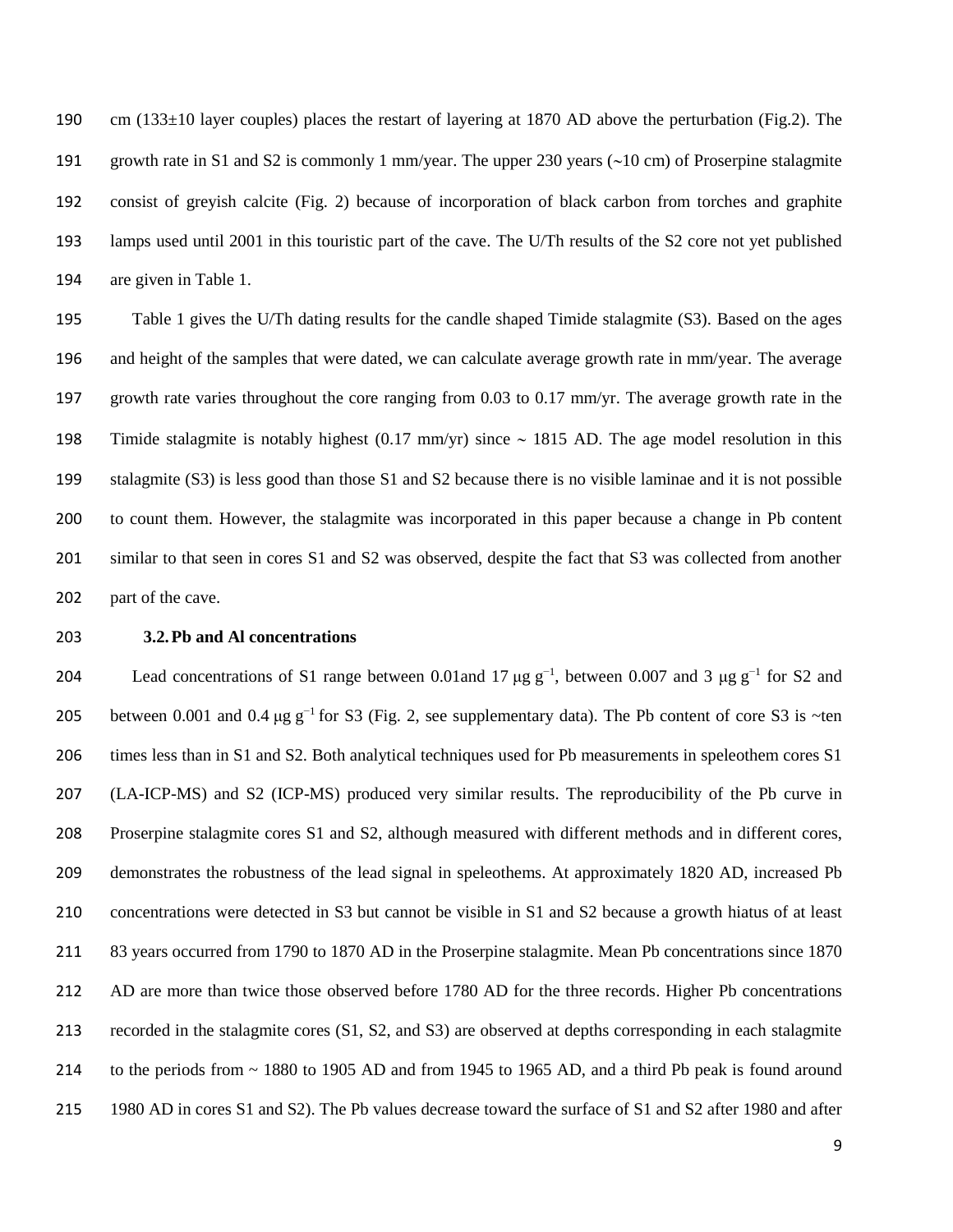cm (133±10 layer couples) places the restart of layering at 1870 AD above the perturbation (Fig.2). The growth rate in S1 and S2 is commonly 1 mm/year. The upper 230 years (~10 cm) of Proserpine stalagmite consist of greyish calcite (Fig. 2) because of incorporation of black carbon from torches and graphite lamps used until 2001 in this touristic part of the cave. The U/Th results of the S2 core not yet published are given in Table 1.

Table 1 gives the U/Th dating results for the candle shaped Timide stalagmite (S3). Based on the ages and height of the samples that were dated, we can calculate average growth rate in mm/year. The average growth rate varies throughout the core ranging from 0.03 to 0.17 mm/yr. The average growth rate in the Timide stalagmite is notably highest (0.17 mm/yr) since ~ 1815 AD. The age model resolution in this stalagmite (S3) is less good than those S1 and S2 because there is no visible laminae and it is not possible to count them. However, the stalagmite was incorporated in this paper because a change in Pb content similar to that seen in cores S1 and S2 was observed, despite the fact that S3 was collected from another part of the cave.

### 3.2. Pb and Al concentrations

Lead concentrations of S1 range between 0.01and 17 μg $g^{-1}$, between 0.007 and 3 μg $g^{-1}$ for S2 and between 0.001 and 0.4 μg $g^{-1}$ for S3 (Fig. 2, see supplementary data). The Pb content of core S3 is ~ten times less than in S1 and S2. Both analytical techniques used for Pb measurements in speleothem cores S1 (LA-ICP-MS) and S2 (ICP-MS) produced very similar results. The reproducibility of the Pb curve in Proserpine stalagmite cores S1 and S2, although measured with different methods and in different cores, demonstrates the robustness of the lead signal in speleothems. At approximately 1820 AD, increased Pb concentrations were detected in S3 but cannot be visible in S1 and S2 because a growth hiatus of at least 83 years occurred from 1790 to 1870 AD in the Proserpine stalagmite. Mean Pb concentrations since 1870 AD are more than twice those observed before 1780 AD for the three records. Higher Pb concentrations recorded in the stalagmite cores (S1, S2, and S3) are observed at depths corresponding in each stalagmite to the periods from ~ 1880 to 1905 AD and from 1945 to 1965 AD, and a third Pb peak is found around 1980 AD in cores S1 and S2). The Pb values decrease toward the surface of S1 and S2 after 1980 and after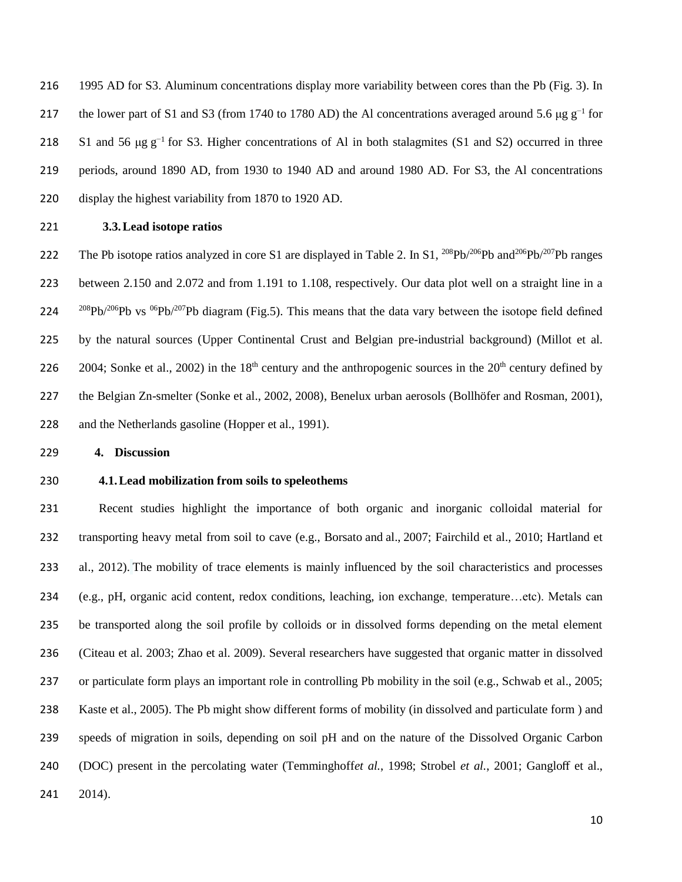1995 AD for S3. Aluminum concentrations display more variability between cores than the Pb (Fig. 3). In the lower part of S1 and S3 (from 1740 to 1780 AD) the Al concentrations averaged around 5.6 μg $g^{-1}$ for S1 and 56 μg $g^{-1}$ for S3. Higher concentrations of Al in both stalagmites (S1 and S2) occurred in three periods, around 1890 AD, from 1930 to 1940 AD and around 1980 AD. For S3, the Al concentrations display the highest variability from 1870 to 1920 AD.

### 3.3. Lead isotope ratios

The Pb isotope ratios analyzed in core S1 are displayed in Table 2. In S1, $^{208}Pb/^{206}Pb$ and $^{206}Pb/^{207}Pb$ ranges between 2.150 and 2.072 and from 1.191 to 1.108, respectively. Our data plot well on a straight line in a $^{208}Pb/^{206}Pb$ vs $^{06}Pb/^{207}Pb$ diagram (Fig.5). This means that the data vary between the isotope field defined by the natural sources (Upper Continental Crust and Belgian pre-industrial background) (Millot et al. 2004; Sonke et al., 2002) in the 18th century and the anthropogenic sources in the 20th century defined by the Belgian Zn-smelter (Sonke et al., 2002, 2008), Benelux urban aerosols (Bollhöfer and Rosman, 2001), and the Netherlands gasoline (Hopper et al., 1991).

## 4. Discussion

### 4.1. Lead mobilization from soils to speleothems

Recent studies highlight the importance of both organic and inorganic colloidal material for transporting heavy metal from soil to cave (e.g., Borsato and al., 2007; Fairchild et al., 2010; Hartland et al., 2012). The mobility of trace elements is mainly influenced by the soil characteristics and processes (e.g., pH, organic acid content, redox conditions, leaching, ion exchange, temperature…etc). Metals can be transported along the soil profile by colloids or in dissolved forms depending on the metal element (Citeau et al. 2003; Zhao et al. 2009). Several researchers have suggested that organic matter in dissolved or particulate form plays an important role in controlling Pb mobility in the soil (e.g., Schwab et al., 2005; Kaste et al., 2005). The Pb might show different forms of mobility (in dissolved and particulate form ) and speeds of migration in soils, depending on soil pH and on the nature of the Dissolved Organic Carbon (DOC) present in the percolating water (Temminghoff*et al.*, 1998; Strobel *et al.*, 2001; Gangloff et al., 2014).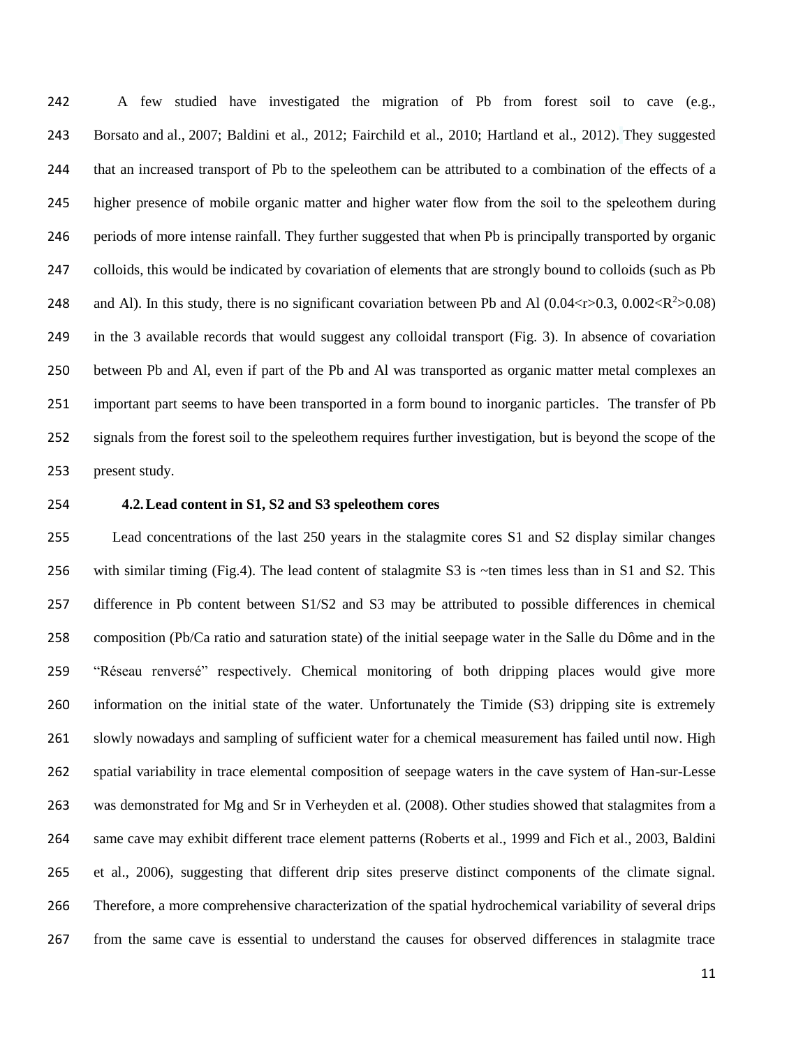A few studied have investigated the migration of Pb from forest soil to cave (e.g., Borsato and al., 2007; Baldini et al., 2012; Fairchild et al., 2010; Hartland et al., 2012). They suggested that an increased transport of Pb to the speleothem can be attributed to a combination of the effects of a higher presence of mobile organic matter and higher water flow from the soil to the speleothem during periods of more intense rainfall. They further suggested that when Pb is principally transported by organic colloids, this would be indicated by covariation of elements that are strongly bound to colloids (such as Pb and Al). In this study, there is no significant covariation between Pb and Al ($0.04<r>0.3$, $0.002<R^2>0.08$) in the 3 available records that would suggest any colloidal transport (Fig. 3). In absence of covariation between Pb and Al, even if part of the Pb and Al was transported as organic matter metal complexes an important part seems to have been transported in a form bound to inorganic particles. The transfer of Pb signals from the forest soil to the speleothem requires further investigation, but is beyond the scope of the present study.

### 4.2. Lead content in S1, S2 and S3 speleothem cores

Lead concentrations of the last 250 years in the stalagmite cores S1 and S2 display similar changes with similar timing (Fig.4). The lead content of stalagmite S3 is ~ten times less than in S1 and S2. This difference in Pb content between S1/S2 and S3 may be attributed to possible differences in chemical composition (Pb/Ca ratio and saturation state) of the initial seepage water in the Salle du Dôme and in the "Réseau renversé" respectively. Chemical monitoring of both dripping places would give more information on the initial state of the water. Unfortunately the Timide (S3) dripping site is extremely slowly nowadays and sampling of sufficient water for a chemical measurement has failed until now. High spatial variability in trace elemental composition of seepage waters in the cave system of Han-sur-Lesse was demonstrated for Mg and Sr in Verheyden et al. (2008). Other studies showed that stalagmites from a same cave may exhibit different trace element patterns (Roberts et al., 1999 and Fich et al., 2003, Baldini et al., 2006), suggesting that different drip sites preserve distinct components of the climate signal. Therefore, a more comprehensive characterization of the spatial hydrochemical variability of several drips from the same cave is essential to understand the causes for observed differences in stalagmite trace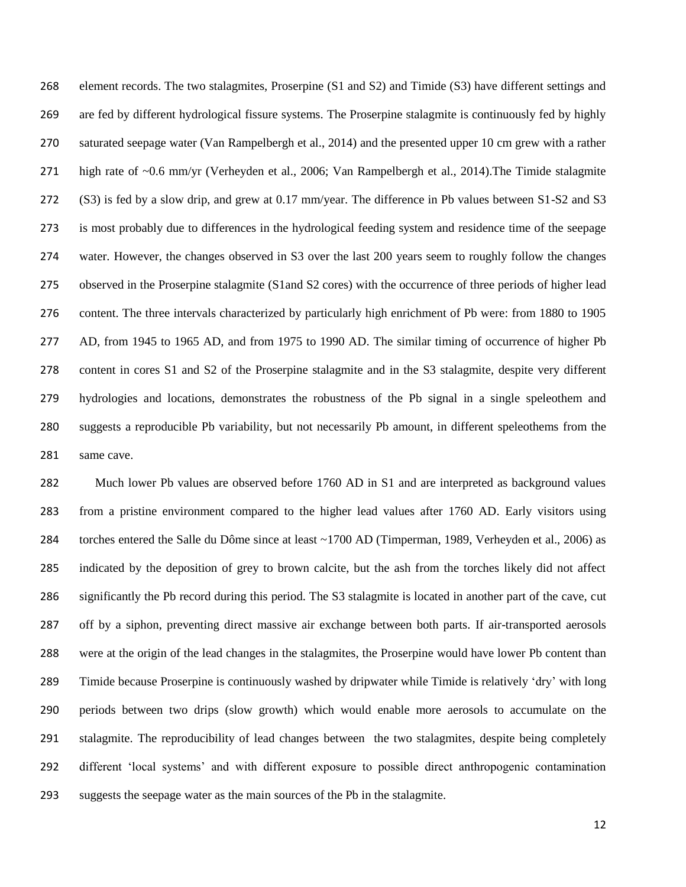element records. The two stalagmites, Proserpine (S1 and S2) and Timide (S3) have different settings and are fed by different hydrological fissure systems. The Proserpine stalagmite is continuously fed by highly saturated seepage water (Van Rampelbergh et al., 2014) and the presented upper 10 cm grew with a rather high rate of ~0.6 mm/yr (Verheyden et al., 2006; Van Rampelbergh et al., 2014).The Timide stalagmite (S3) is fed by a slow drip, and grew at 0.17 mm/year. The difference in Pb values between S1-S2 and S3 is most probably due to differences in the hydrological feeding system and residence time of the seepage water. However, the changes observed in S3 over the last 200 years seem to roughly follow the changes observed in the Proserpine stalagmite (S1and S2 cores) with the occurrence of three periods of higher lead content. The three intervals characterized by particularly high enrichment of Pb were: from 1880 to 1905 AD, from 1945 to 1965 AD, and from 1975 to 1990 AD. The similar timing of occurrence of higher Pb content in cores S1 and S2 of the Proserpine stalagmite and in the S3 stalagmite, despite very different hydrologies and locations, demonstrates the robustness of the Pb signal in a single speleothem and suggests a reproducible Pb variability, but not necessarily Pb amount, in different speleothems from the same cave.

Much lower Pb values are observed before 1760 AD in S1 and are interpreted as background values from a pristine environment compared to the higher lead values after 1760 AD. Early visitors using torches entered the Salle du Dôme since at least ~1700 AD (Timperman, 1989, Verheyden et al., 2006) as indicated by the deposition of grey to brown calcite, but the ash from the torches likely did not affect significantly the Pb record during this period. The S3 stalagmite is located in another part of the cave, cut off by a siphon, preventing direct massive air exchange between both parts. If air-transported aerosols were at the origin of the lead changes in the stalagmites, the Proserpine would have lower Pb content than Timide because Proserpine is continuously washed by dripwater while Timide is relatively 'dry' with long periods between two drips (slow growth) which would enable more aerosols to accumulate on the stalagmite. The reproducibility of lead changes between the two stalagmites, despite being completely different 'local systems' and with different exposure to possible direct anthropogenic contamination suggests the seepage water as the main sources of the Pb in the stalagmite.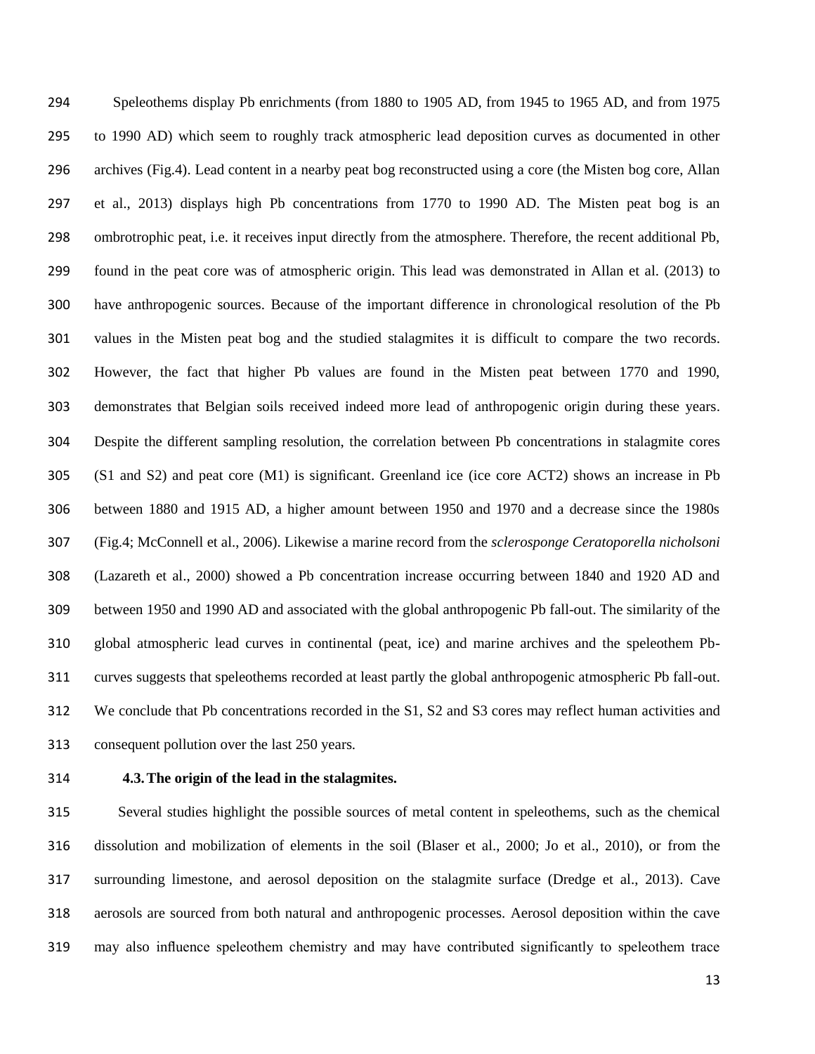Speleothems display Pb enrichments (from 1880 to 1905 AD, from 1945 to 1965 AD, and from 1975 to 1990 AD) which seem to roughly track atmospheric lead deposition curves as documented in other archives (Fig.4). Lead content in a nearby peat bog reconstructed using a core (the Misten bog core, Allan et al., 2013) displays high Pb concentrations from 1770 to 1990 AD. The Misten peat bog is an ombrotrophic peat, i.e. it receives input directly from the atmosphere. Therefore, the recent additional Pb, found in the peat core was of atmospheric origin. This lead was demonstrated in Allan et al. (2013) to have anthropogenic sources. Because of the important difference in chronological resolution of the Pb values in the Misten peat bog and the studied stalagmites it is difficult to compare the two records. However, the fact that higher Pb values are found in the Misten peat between 1770 and 1990, demonstrates that Belgian soils received indeed more lead of anthropogenic origin during these years. Despite the different sampling resolution, the correlation between Pb concentrations in stalagmite cores (S1 and S2) and peat core (M1) is significant. Greenland ice (ice core ACT2) shows an increase in Pb between 1880 and 1915 AD, a higher amount between 1950 and 1970 and a decrease since the 1980s (Fig.4; McConnell et al., 2006). Likewise a marine record from the *sclerosponge Ceratoporella nicholsoni* (Lazareth et al., 2000) showed a Pb concentration increase occurring between 1840 and 1920 AD and between 1950 and 1990 AD and associated with the global anthropogenic Pb fall-out. The similarity of the global atmospheric lead curves in continental (peat, ice) and marine archives and the speleothem Pb-curves suggests that speleothems recorded at least partly the global anthropogenic atmospheric Pb fall-out. We conclude that Pb concentrations recorded in the S1, S2 and S3 cores may reflect human activities and consequent pollution over the last 250 years.

### 4.3. The origin of the lead in the stalagmites.

Several studies highlight the possible sources of metal content in speleothems, such as the chemical dissolution and mobilization of elements in the soil (Blaser et al., 2000; Jo et al., 2010), or from the surrounding limestone, and aerosol deposition on the stalagmite surface (Dredge et al., 2013). Cave aerosols are sourced from both natural and anthropogenic processes. Aerosol deposition within the cave may also influence speleothem chemistry and may have contributed significantly to speleothem trace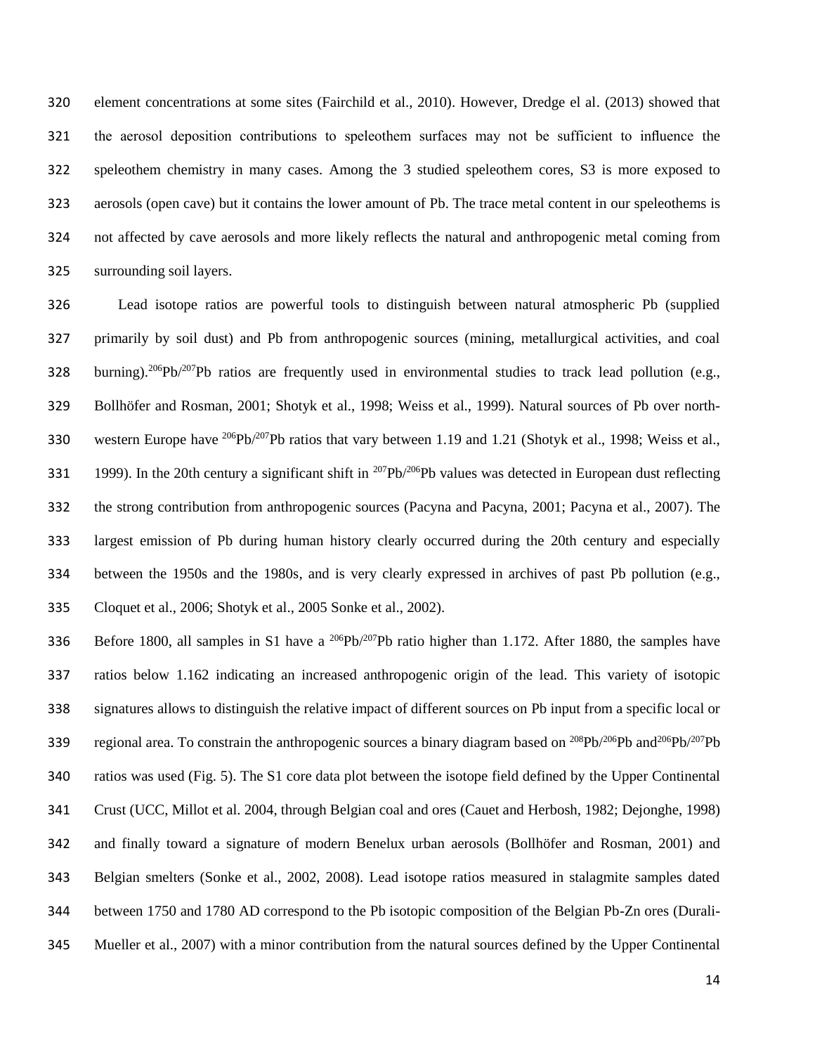element concentrations at some sites (Fairchild et al., 2010). However, Dredge el al. (2013) showed that the aerosol deposition contributions to speleothem surfaces may not be sufficient to influence the speleothem chemistry in many cases. Among the 3 studied speleothem cores, S3 is more exposed to aerosols (open cave) but it contains the lower amount of Pb. The trace metal content in our speleothems is not affected by cave aerosols and more likely reflects the natural and anthropogenic metal coming from surrounding soil layers.

Lead isotope ratios are powerful tools to distinguish between natural atmospheric Pb (supplied primarily by soil dust) and Pb from anthropogenic sources (mining, metallurgical activities, and coal burning).$^{206}Pb/^{207}Pb$ ratios are frequently used in environmental studies to track lead pollution (e.g., Bollhöfer and Rosman, 2001; Shotyk et al., 1998; Weiss et al., 1999). Natural sources of Pb over north-western Europe have $^{206}Pb/^{207}Pb$ ratios that vary between 1.19 and 1.21 (Shotyk et al., 1998; Weiss et al., 1999). In the 20th century a significant shift in $^{207}Pb/^{206}Pb$ values was detected in European dust reflecting the strong contribution from anthropogenic sources (Pacyna and Pacyna, 2001; Pacyna et al., 2007). The largest emission of Pb during human history clearly occurred during the 20th century and especially between the 1950s and the 1980s, and is very clearly expressed in archives of past Pb pollution (e.g., Cloquet et al., 2006; Shotyk et al., 2005 Sonke et al., 2002).

Before 1800, all samples in S1 have a $^{206}Pb/^{207}Pb$ ratio higher than 1.172. After 1880, the samples have ratios below 1.162 indicating an increased anthropogenic origin of the lead. This variety of isotopic signatures allows to distinguish the relative impact of different sources on Pb input from a specific local or regional area. To constrain the anthropogenic sources a binary diagram based on $^{208}Pb/^{206}Pb$ and$^{206}Pb/^{207}Pb$ ratios was used (Fig. 5). The S1 core data plot between the isotope field defined by the Upper Continental Crust (UCC, Millot et al. 2004, through Belgian coal and ores (Cauet and Herbosh, 1982; Dejonghe, 1998) and finally toward a signature of modern Benelux urban aerosols (Bollhöfer and Rosman, 2001) and Belgian smelters (Sonke et al., 2002, 2008). Lead isotope ratios measured in stalagmite samples dated between 1750 and 1780 AD correspond to the Pb isotopic composition of the Belgian Pb-Zn ores (Durali-Mueller et al., 2007) with a minor contribution from the natural sources defined by the Upper Continental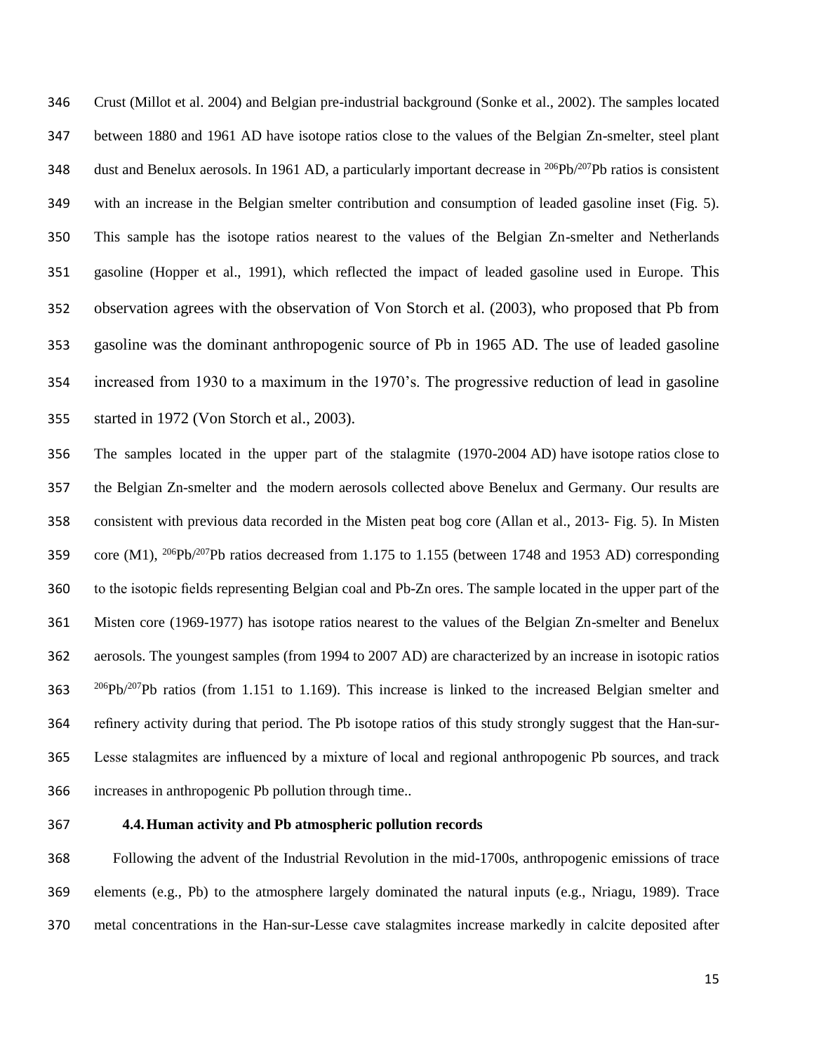Crust (Millot et al. 2004) and Belgian pre-industrial background (Sonke et al., 2002). The samples located between 1880 and 1961 AD have isotope ratios close to the values of the Belgian Zn-smelter, steel plant dust and Benelux aerosols. In 1961 AD, a particularly important decrease in $^{206}Pb/^{207}Pb$ ratios is consistent with an increase in the Belgian smelter contribution and consumption of leaded gasoline inset (Fig. 5). This sample has the isotope ratios nearest to the values of the Belgian Zn-smelter and Netherlands gasoline (Hopper et al., 1991), which reflected the impact of leaded gasoline used in Europe. This observation agrees with the observation of Von Storch et al. (2003), who proposed that Pb from gasoline was the dominant anthropogenic source of Pb in 1965 AD. The use of leaded gasoline increased from 1930 to a maximum in the 1970's. The progressive reduction of lead in gasoline started in 1972 (Von Storch et al., 2003).

The samples located in the upper part of the stalagmite (1970-2004 AD) have isotope ratios close to the Belgian Zn-smelter and the modern aerosols collected above Benelux and Germany. Our results are consistent with previous data recorded in the Misten peat bog core (Allan et al., 2013- Fig. 5). In Misten core (M1), $^{206}Pb/^{207}Pb$ ratios decreased from 1.175 to 1.155 (between 1748 and 1953 AD) corresponding to the isotopic fields representing Belgian coal and Pb-Zn ores. The sample located in the upper part of the Misten core (1969-1977) has isotope ratios nearest to the values of the Belgian Zn-smelter and Benelux aerosols. The youngest samples (from 1994 to 2007 AD) are characterized by an increase in isotopic ratios $^{206}Pb/^{207}Pb$ ratios (from 1.151 to 1.169). This increase is linked to the increased Belgian smelter and refinery activity during that period. The Pb isotope ratios of this study strongly suggest that the Han-sur-Lesse stalagmites are influenced by a mixture of local and regional anthropogenic Pb sources, and track increases in anthropogenic Pb pollution through time..

### 4.4. Human activity and Pb atmospheric pollution records

Following the advent of the Industrial Revolution in the mid-1700s, anthropogenic emissions of trace elements (e.g., Pb) to the atmosphere largely dominated the natural inputs (e.g., Nriagu, 1989). Trace metal concentrations in the Han-sur-Lesse cave stalagmites increase markedly in calcite deposited after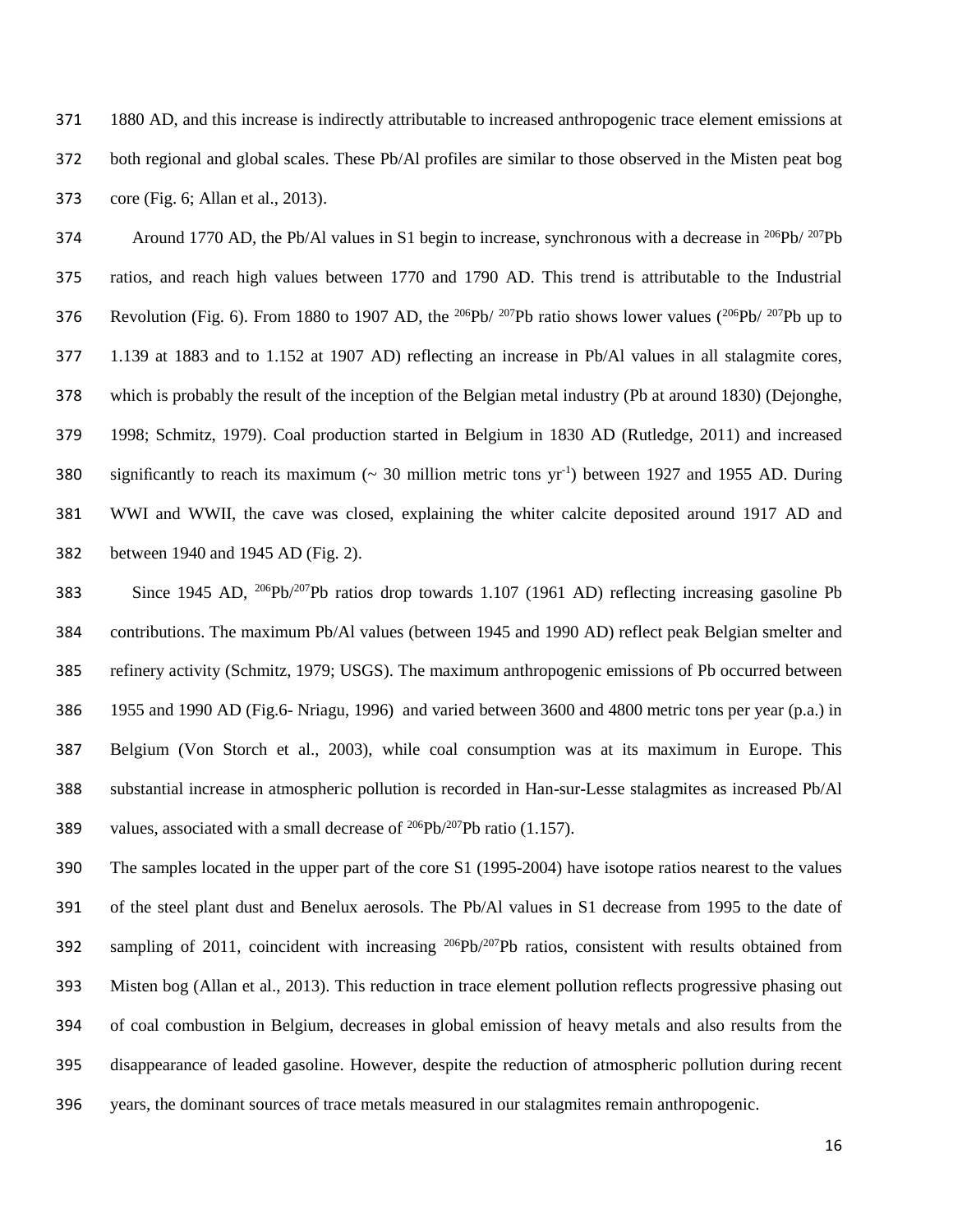1880 AD, and this increase is indirectly attributable to increased anthropogenic trace element emissions at both regional and global scales. These Pb/Al profiles are similar to those observed in the Misten peat bog core (Fig. 6; Allan et al., 2013).

Around 1770 AD, the Pb/Al values in S1 begin to increase, synchronous with a decrease in $^{206}Pb/^{207}Pb$ ratios, and reach high values between 1770 and 1790 AD. This trend is attributable to the Industrial Revolution (Fig. 6). From 1880 to 1907 AD, the $^{206}Pb/^{207}Pb$ ratio shows lower values ($^{206}Pb/^{207}Pb$ up to 1.139 at 1883 and to 1.152 at 1907 AD) reflecting an increase in Pb/Al values in all stalagmite cores, which is probably the result of the inception of the Belgian metal industry (Pb at around 1830) (Dejonghe, 1998; Schmitz, 1979). Coal production started in Belgium in 1830 AD (Rutledge, 2011) and increased significantly to reach its maximum (~ 30 million metric tons $yr^{-1}$) between 1927 and 1955 AD. During WWI and WWII, the cave was closed, explaining the whiter calcite deposited around 1917 AD and between 1940 and 1945 AD (Fig. 2).

Since 1945 AD, $^{206}Pb/^{207}Pb$ ratios drop towards 1.107 (1961 AD) reflecting increasing gasoline Pb contributions. The maximum Pb/Al values (between 1945 and 1990 AD) reflect peak Belgian smelter and refinery activity (Schmitz, 1979; USGS). The maximum anthropogenic emissions of Pb occurred between 1955 and 1990 AD (Fig.6- Nriagu, 1996) and varied between 3600 and 4800 metric tons per year (p.a.) in Belgium (Von Storch et al., 2003), while coal consumption was at its maximum in Europe. This substantial increase in atmospheric pollution is recorded in Han-sur-Lesse stalagmites as increased Pb/Al values, associated with a small decrease of $^{206}Pb/^{207}Pb$ ratio (1.157).

The samples located in the upper part of the core S1 (1995-2004) have isotope ratios nearest to the values of the steel plant dust and Benelux aerosols. The Pb/Al values in S1 decrease from 1995 to the date of sampling of 2011, coincident with increasing $^{206}Pb/^{207}Pb$ ratios, consistent with results obtained from Misten bog (Allan et al., 2013). This reduction in trace element pollution reflects progressive phasing out of coal combustion in Belgium, decreases in global emission of heavy metals and also results from the disappearance of leaded gasoline. However, despite the reduction of atmospheric pollution during recent years, the dominant sources of trace metals measured in our stalagmites remain anthropogenic.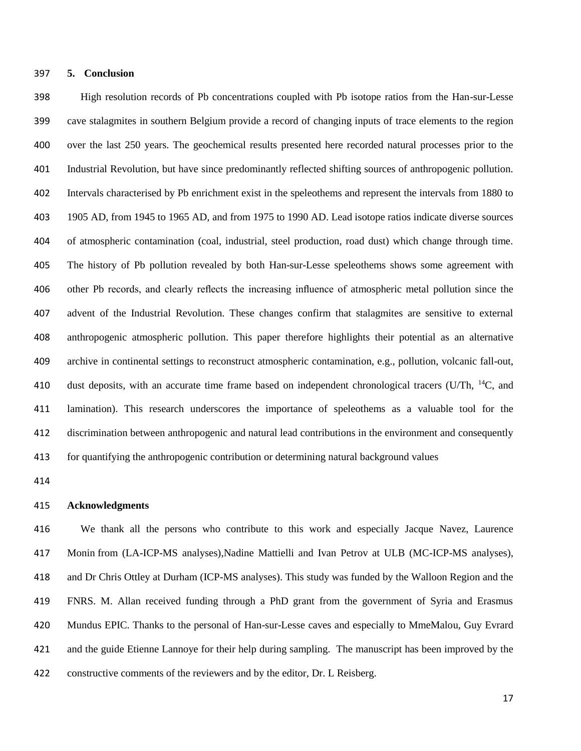## 5. Conclusion

High resolution records of Pb concentrations coupled with Pb isotope ratios from the Han-sur-Lesse cave stalagmites in southern Belgium provide a record of changing inputs of trace elements to the region over the last 250 years. The geochemical results presented here recorded natural processes prior to the Industrial Revolution, but have since predominantly reflected shifting sources of anthropogenic pollution. Intervals characterised by Pb enrichment exist in the speleothems and represent the intervals from 1880 to 1905 AD, from 1945 to 1965 AD, and from 1975 to 1990 AD. Lead isotope ratios indicate diverse sources of atmospheric contamination (coal, industrial, steel production, road dust) which change through time. The history of Pb pollution revealed by both Han-sur-Lesse speleothems shows some agreement with other Pb records, and clearly reflects the increasing influence of atmospheric metal pollution since the advent of the Industrial Revolution. These changes confirm that stalagmites are sensitive to external anthropogenic atmospheric pollution. This paper therefore highlights their potential as an alternative archive in continental settings to reconstruct atmospheric contamination, e.g., pollution, volcanic fall-out, dust deposits, with an accurate time frame based on independent chronological tracers (U/Th, $^{14}C$, and lamination). This research underscores the importance of speleothems as a valuable tool for the discrimination between anthropogenic and natural lead contributions in the environment and consequently for quantifying the anthropogenic contribution or determining natural background values

## Acknowledgments

We thank all the persons who contribute to this work and especially Jacque Navez, Laurence Monin from (LA-ICP-MS analyses),Nadine Mattielli and Ivan Petrov at ULB (MC-ICP-MS analyses), and Dr Chris Ottley at Durham (ICP-MS analyses). This study was funded by the Walloon Region and the FNRS. M. Allan received funding through a PhD grant from the government of Syria and Erasmus Mundus EPIC. Thanks to the personal of Han-sur-Lesse caves and especially to MmeMalou, Guy Evrard and the guide Etienne Lannoye for their help during sampling. The manuscript has been improved by the constructive comments of the reviewers and by the editor, Dr. L Reisberg.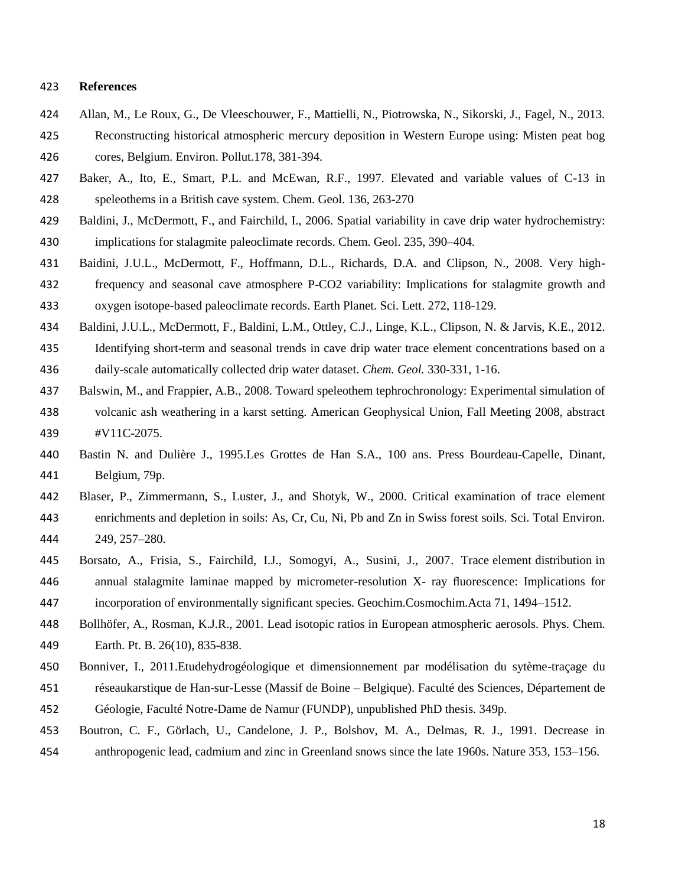**References**

Allan, M., Le Roux, G., De Vleeschouwer, F., Mattielli, N., Piotrowska, N., Sikorski, J., Fagel, N., 2013. Reconstructing historical atmospheric mercury deposition in Western Europe using: Misten peat bog cores, Belgium. Environ. Pollut.178, 381-394.

Baker, A., Ito, E., Smart, P.L. and McEwan, R.F., 1997. Elevated and variable values of C-13 in speleothems in a British cave system. Chem. Geol. 136, 263-270

Baldini, J., McDermott, F., and Fairchild, I., 2006. Spatial variability in cave drip water hydrochemistry: implications for stalagmite paleoclimate records. Chem. Geol. 235, 390–404.

Baidini, J.U.L., McDermott, F., Hoffmann, D.L., Richards, D.A. and Clipson, N., 2008. Very high-frequency and seasonal cave atmosphere P-CO2 variability: Implications for stalagmite growth and oxygen isotope-based paleoclimate records. Earth Planet. Sci. Lett. 272, 118-129.

Baldini, J.U.L., McDermott, F., Baldini, L.M., Ottley, C.J., Linge, K.L., Clipson, N. & Jarvis, K.E., 2012. Identifying short-term and seasonal trends in cave drip water trace element concentrations based on a daily-scale automatically collected drip water dataset. *Chem. Geol.* 330-331, 1-16.

Balswin, M., and Frappier, A.B., 2008. Toward speleothem tephrochronology: Experimental simulation of volcanic ash weathering in a karst setting. American Geophysical Union, Fall Meeting 2008, abstract #V11C-2075.

Bastin N. and Dulière J., 1995.Les Grottes de Han S.A., 100 ans. Press Bourdeau-Capelle, Dinant, Belgium, 79p.

Blaser, P., Zimmermann, S., Luster, J., and Shotyk, W., 2000. Critical examination of trace element enrichments and depletion in soils: As, Cr, Cu, Ni, Pb and Zn in Swiss forest soils. Sci. Total Environ. 249, 257–280.

Borsato, A., Frisia, S., Fairchild, I.J., Somogyi, A., Susini, J., 2007. Trace element distribution in annual stalagmite laminae mapped by micrometer-resolution X- ray fluorescence: Implications for incorporation of environmentally significant species. Geochim.Cosmochim.Acta 71, 1494–1512.

Bollhöfer, A., Rosman, K.J.R., 2001. Lead isotopic ratios in European atmospheric aerosols. Phys. Chem. Earth. Pt. B. 26(10), 835-838.

Bonniver, I., 2011.Etudehydrogéologique et dimensionnement par modélisation du sytème-traçage du réseaukarstique de Han-sur-Lesse (Massif de Boine – Belgique). Faculté des Sciences, Département de Géologie, Faculté Notre-Dame de Namur (FUNDP), unpublished PhD thesis. 349p.

Boutron, C. F., Görlach, U., Candelone, J. P., Bolshov, M. A., Delmas, R. J., 1991. Decrease in anthropogenic lead, cadmium and zinc in Greenland snows since the late 1960s. Nature 353, 153–156.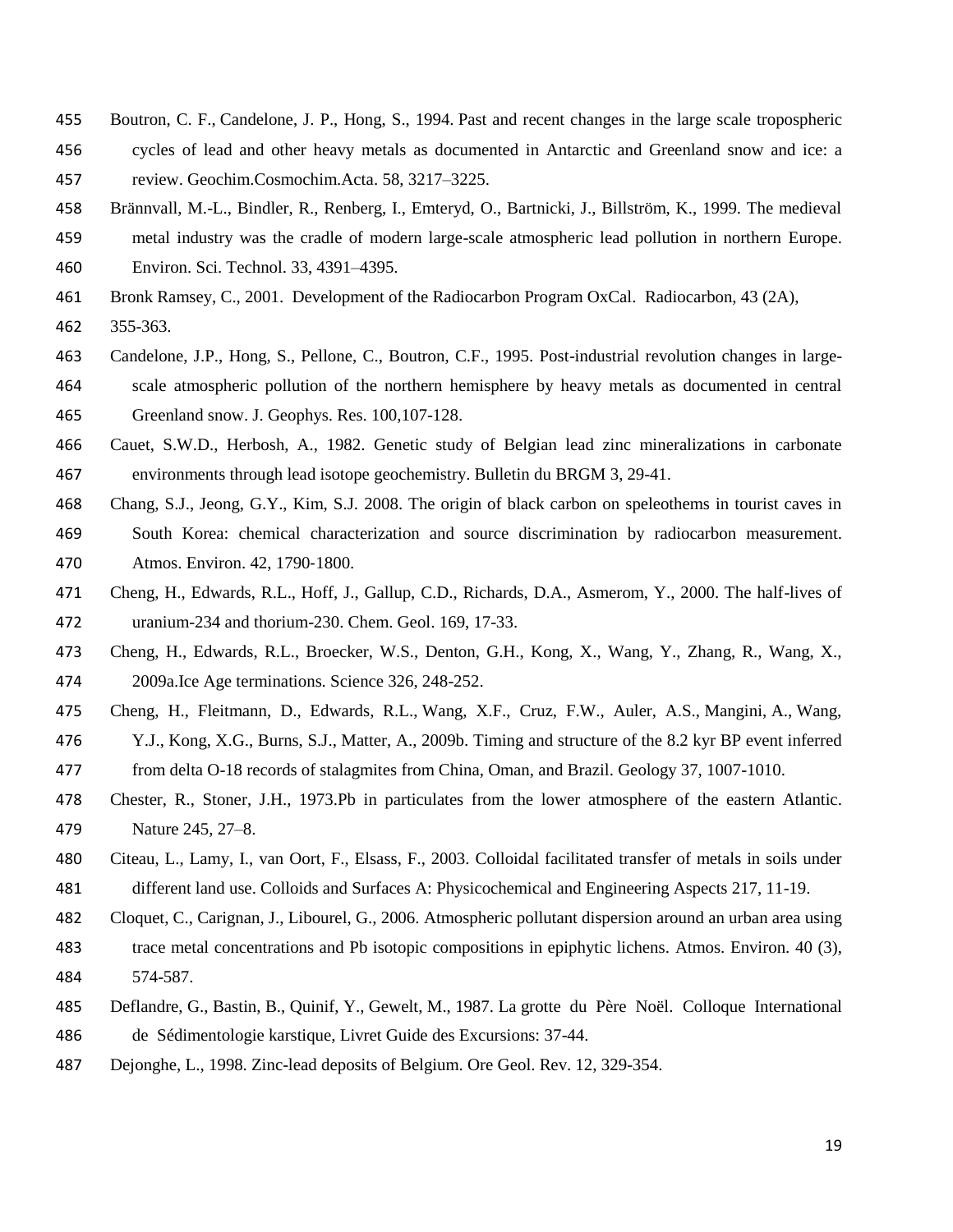Boutron, C. F., Candelone, J. P., Hong, S., 1994. Past and recent changes in the large scale tropospheric cycles of lead and other heavy metals as documented in Antarctic and Greenland snow and ice: a review. Geochim.Cosmochim.Acta. 58, 3217–3225.

Brännvall, M.-L., Bindler, R., Renberg, I., Emteryd, O., Bartnicki, J., Billström, K., 1999. The medieval metal industry was the cradle of modern large-scale atmospheric lead pollution in northern Europe. Environ. Sci. Technol. 33, 4391–4395.

Bronk Ramsey, C., 2001. Development of the Radiocarbon Program OxCal. Radiocarbon, 43 (2A), 355-363.

Candelone, J.P., Hong, S., Pellone, C., Boutron, C.F., 1995. Post-industrial revolution changes in large-scale atmospheric pollution of the northern hemisphere by heavy metals as documented in central Greenland snow. J. Geophys. Res. 100,107-128.

Cauet, S.W.D., Herbosh, A., 1982. Genetic study of Belgian lead zinc mineralizations in carbonate environments through lead isotope geochemistry. Bulletin du BRGM 3, 29-41.

Chang, S.J., Jeong, G.Y., Kim, S.J. 2008. The origin of black carbon on speleothems in tourist caves in South Korea: chemical characterization and source discrimination by radiocarbon measurement. Atmos. Environ. 42, 1790-1800.

Cheng, H., Edwards, R.L., Hoff, J., Gallup, C.D., Richards, D.A., Asmerom, Y., 2000. The half-lives of uranium-234 and thorium-230. Chem. Geol. 169, 17-33.

Cheng, H., Edwards, R.L., Broecker, W.S., Denton, G.H., Kong, X., Wang, Y., Zhang, R., Wang, X., 2009a.Ice Age terminations. Science 326, 248-252.

Cheng, H., Fleitmann, D., Edwards, R.L., Wang, X.F., Cruz, F.W., Auler, A.S., Mangini, A., Wang, Y.J., Kong, X.G., Burns, S.J., Matter, A., 2009b. Timing and structure of the 8.2 kyr BP event inferred from delta O-18 records of stalagmites from China, Oman, and Brazil. Geology 37, 1007-1010.

Chester, R., Stoner, J.H., 1973.Pb in particulates from the lower atmosphere of the eastern Atlantic. Nature 245, 27–8.

Citeau, L., Lamy, I., van Oort, F., Elsass, F., 2003. Colloidal facilitated transfer of metals in soils under different land use. Colloids and Surfaces A: Physicochemical and Engineering Aspects 217, 11-19.

Cloquet, C., Carignan, J., Libourel, G., 2006. Atmospheric pollutant dispersion around an urban area using trace metal concentrations and Pb isotopic compositions in epiphytic lichens. Atmos. Environ. 40 (3), 574-587.

Deflandre, G., Bastin, B., Quinif, Y., Gewelt, M., 1987. La grotte du Père Noël. Colloque International de Sédimentologie karstique, Livret Guide des Excursions: 37-44.

Dejonghe, L., 1998. Zinc-lead deposits of Belgium. Ore Geol. Rev. 12, 329-354.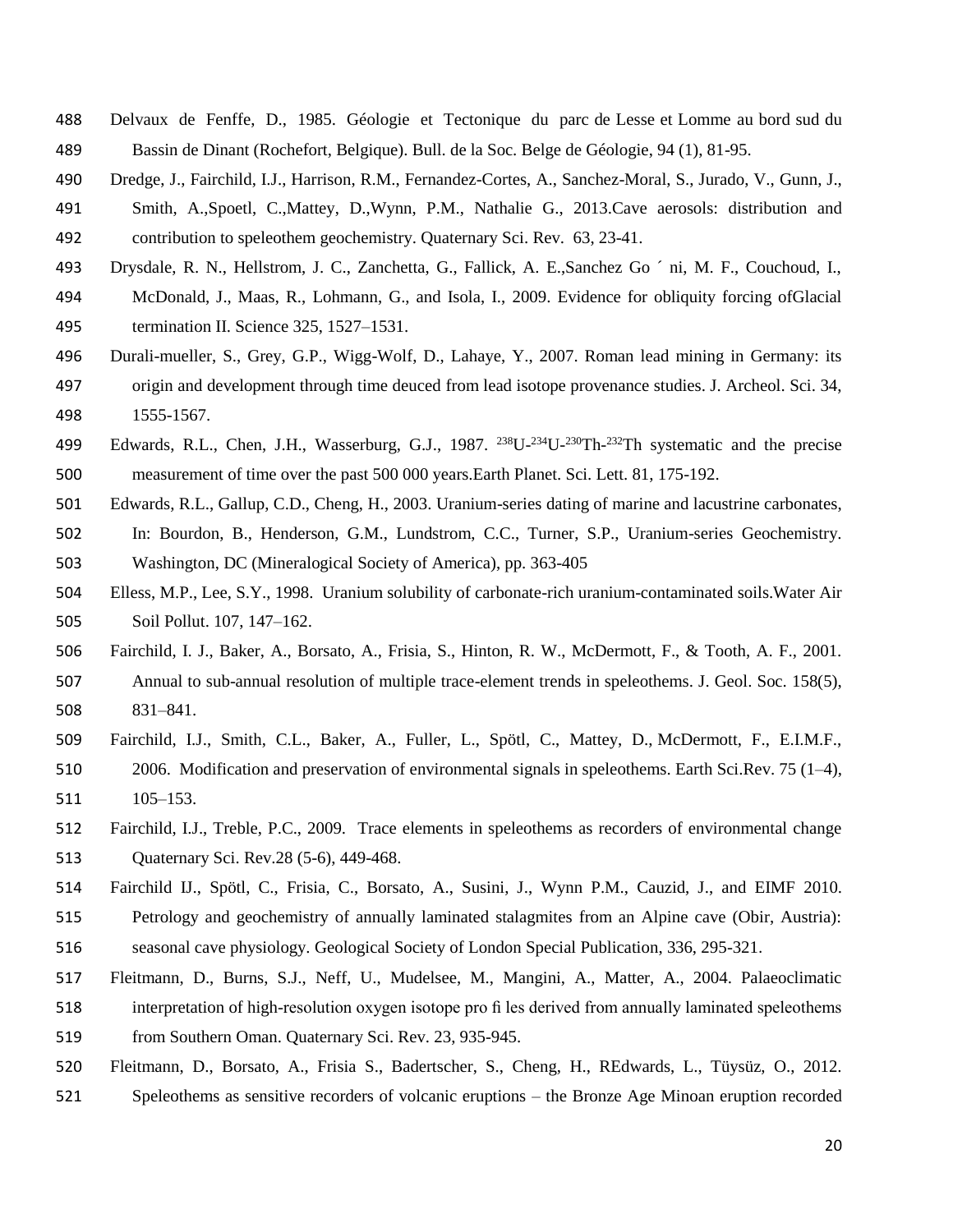Delvaux de Fenffe, D., 1985. Géologie et Tectonique du parc de Lesse et Lomme au bord sud du Bassin de Dinant (Rochefort, Belgique). Bull. de la Soc. Belge de Géologie, 94 (1), 81-95.

Dredge, J., Fairchild, I.J., Harrison, R.M., Fernandez-Cortes, A., Sanchez-Moral, S., Jurado, V., Gunn, J., Smith, A.,Spoetl, C.,Mattey, D.,Wynn, P.M., Nathalie G., 2013.Cave aerosols: distribution and contribution to speleothem geochemistry. Quaternary Sci. Rev. 63, 23-41.

Drysdale, R. N., Hellstrom, J. C., Zanchetta, G., Fallick, A. E.,Sanchez Go ´ ni, M. F., Couchoud, I., McDonald, J., Maas, R., Lohmann, G., and Isola, I., 2009. Evidence for obliquity forcing ofGlacial termination II. Science 325, 1527–1531.

Durali-mueller, S., Grey, G.P., Wigg-Wolf, D., Lahaye, Y., 2007. Roman lead mining in Germany: its origin and development through time deuced from lead isotope provenance studies. J. Archeol. Sci. 34, 1555-1567.

Edwards, R.L., Chen, J.H., Wasserburg, G.J., 1987. $^{238}$U-$^{234}$U-$^{230}$Th-$^{232}$Th systematic and the precise measurement of time over the past 500 000 years.Earth Planet. Sci. Lett. 81, 175-192.

Edwards, R.L., Gallup, C.D., Cheng, H., 2003. Uranium-series dating of marine and lacustrine carbonates, In: Bourdon, B., Henderson, G.M., Lundstrom, C.C., Turner, S.P., Uranium-series Geochemistry. Washington, DC (Mineralogical Society of America), pp. 363-405

Elless, M.P., Lee, S.Y., 1998. Uranium solubility of carbonate-rich uranium-contaminated soils.Water Air Soil Pollut. 107, 147–162.

Fairchild, I. J., Baker, A., Borsato, A., Frisia, S., Hinton, R. W., McDermott, F., & Tooth, A. F., 2001. Annual to sub-annual resolution of multiple trace-element trends in speleothems. J. Geol. Soc. 158(5), 831–841.

Fairchild, I.J., Smith, C.L., Baker, A., Fuller, L., Spötl, C., Mattey, D., McDermott, F., E.I.M.F., 2006. Modification and preservation of environmental signals in speleothems. Earth Sci.Rev. 75 (1–4), 105–153.

Fairchild, I.J., Treble, P.C., 2009. Trace elements in speleothems as recorders of environmental change Quaternary Sci. Rev.28 (5-6), 449-468.

Fairchild IJ., Spötl, C., Frisia, C., Borsato, A., Susini, J., Wynn P.M., Cauzid, J., and EIMF 2010. Petrology and geochemistry of annually laminated stalagmites from an Alpine cave (Obir, Austria): seasonal cave physiology. Geological Society of London Special Publication, 336, 295-321.

Fleitmann, D., Burns, S.J., Neff, U., Mudelsee, M., Mangini, A., Matter, A., 2004. Palaeoclimatic interpretation of high-resolution oxygen isotope pro fi les derived from annually laminated speleothems from Southern Oman. Quaternary Sci. Rev. 23, 935-945.

Fleitmann, D., Borsato, A., Frisia S., Badertscher, S., Cheng, H., REdwards, L., Tüysüz, O., 2012. Speleothems as sensitive recorders of volcanic eruptions – the Bronze Age Minoan eruption recorded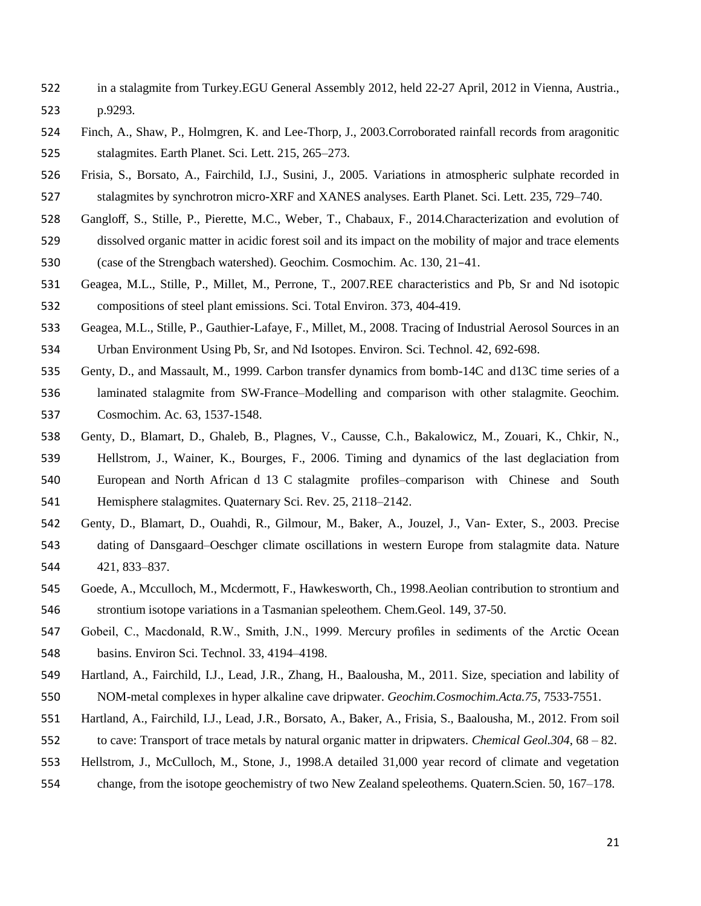in a stalagmite from Turkey.EGU General Assembly 2012, held 22-27 April, 2012 in Vienna, Austria., p.9293.

Finch, A., Shaw, P., Holmgren, K. and Lee-Thorp, J., 2003.Corroborated rainfall records from aragonitic stalagmites. Earth Planet. Sci. Lett. 215, 265–273.

Frisia, S., Borsato, A., Fairchild, I.J., Susini, J., 2005. Variations in atmospheric sulphate recorded in stalagmites by synchrotron micro-XRF and XANES analyses. Earth Planet. Sci. Lett. 235, 729–740.

Gangloff, S., Stille, P., Pierette, M.C., Weber, T., Chabaux, F., 2014.Characterization and evolution of dissolved organic matter in acidic forest soil and its impact on the mobility of major and trace elements (case of the Strengbach watershed). Geochim. Cosmochim. Ac. 130, 21–41.

Geagea, M.L., Stille, P., Millet, M., Perrone, T., 2007.REE characteristics and Pb, Sr and Nd isotopic compositions of steel plant emissions. Sci. Total Environ. 373, 404-419.

Geagea, M.L., Stille, P., Gauthier-Lafaye, F., Millet, M., 2008. Tracing of Industrial Aerosol Sources in an Urban Environment Using Pb, Sr, and Nd Isotopes. Environ. Sci. Technol. 42, 692-698.

Genty, D., and Massault, M., 1999. Carbon transfer dynamics from bomb-14C and d13C time series of a laminated stalagmite from SW-France–Modelling and comparison with other stalagmite. Geochim. Cosmochim. Ac. 63, 1537-1548.

Genty, D., Blamart, D., Ghaleb, B., Plagnes, V., Causse, C.h., Bakalowicz, M., Zouari, K., Chkir, N., Hellstrom, J., Wainer, K., Bourges, F., 2006. Timing and dynamics of the last deglaciation from European and North African d 13 C stalagmite profiles–comparison with Chinese and South Hemisphere stalagmites. Quaternary Sci. Rev. 25, 2118–2142.

Genty, D., Blamart, D., Ouahdi, R., Gilmour, M., Baker, A., Jouzel, J., Van- Exter, S., 2003. Precise dating of Dansgaard–Oeschger climate oscillations in western Europe from stalagmite data. Nature 421, 833–837.

Goede, A., Mcculloch, M., Mcdermott, F., Hawkesworth, Ch., 1998.Aeolian contribution to strontium and strontium isotope variations in a Tasmanian speleothem. Chem.Geol. 149, 37-50.

Gobeil, C., Macdonald, R.W., Smith, J.N., 1999. Mercury profiles in sediments of the Arctic Ocean basins. Environ Sci. Technol. 33, 4194–4198.

Hartland, A., Fairchild, I.J., Lead, J.R., Zhang, H., Baalousha, M., 2011. Size, speciation and lability of NOM-metal complexes in hyper alkaline cave dripwater. *Geochim.Cosmochim.Acta.75*, 7533-7551.

Hartland, A., Fairchild, I.J., Lead, J.R., Borsato, A., Baker, A., Frisia, S., Baalousha, M., 2012. From soil to cave: Transport of trace metals by natural organic matter in dripwaters. *Chemical Geol.304*, 68 – 82.

Hellstrom, J., McCulloch, M., Stone, J., 1998.A detailed 31,000 year record of climate and vegetation change, from the isotope geochemistry of two New Zealand speleothems. Quatern.Scien. 50, 167–178.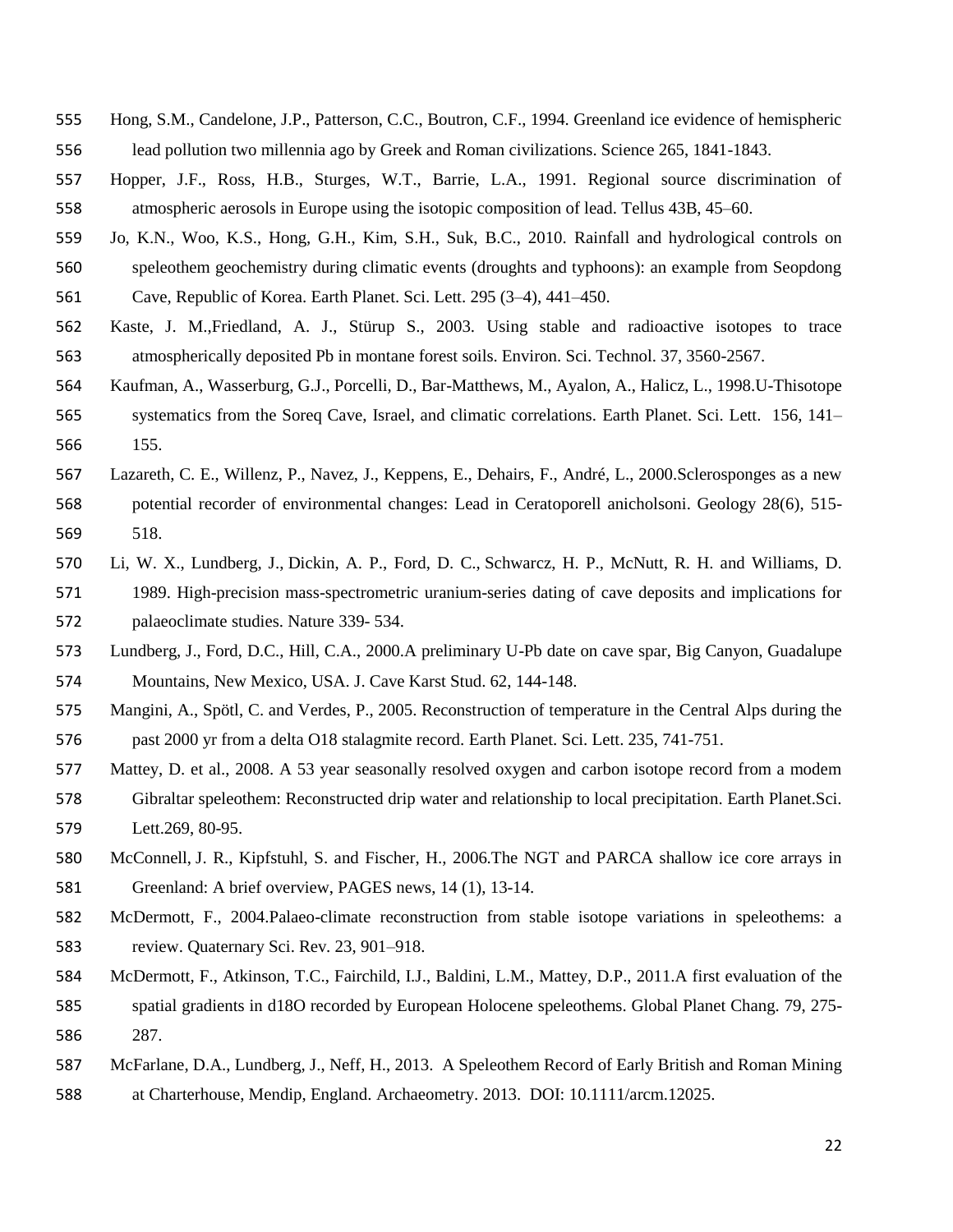Hong, S.M., Candelone, J.P., Patterson, C.C., Boutron, C.F., 1994. Greenland ice evidence of hemispheric lead pollution two millennia ago by Greek and Roman civilizations. Science 265, 1841-1843.

Hopper, J.F., Ross, H.B., Sturges, W.T., Barrie, L.A., 1991. Regional source discrimination of atmospheric aerosols in Europe using the isotopic composition of lead. Tellus 43B, 45–60.

Jo, K.N., Woo, K.S., Hong, G.H., Kim, S.H., Suk, B.C., 2010. Rainfall and hydrological controls on speleothem geochemistry during climatic events (droughts and typhoons): an example from Seopdong Cave, Republic of Korea. Earth Planet. Sci. Lett. 295 (3–4), 441–450.

Kaste, J. M.,Friedland, A. J., Stürup S., 2003. Using stable and radioactive isotopes to trace atmospherically deposited Pb in montane forest soils. Environ. Sci. Technol. 37, 3560-2567.

Kaufman, A., Wasserburg, G.J., Porcelli, D., Bar-Matthews, M., Ayalon, A., Halicz, L., 1998.U-Thisotope systematics from the Soreq Cave, Israel, and climatic correlations. Earth Planet. Sci. Lett. 156, 141–155.

Lazareth, C. E., Willenz, P., Navez, J., Keppens, E., Dehairs, F., André, L., 2000.Sclerosponges as a new potential recorder of environmental changes: Lead in Ceratoporell anicholsoni. Geology 28(6), 515-518.

Li, W. X., Lundberg, J., Dickin, A. P., Ford, D. C., Schwarcz, H. P., McNutt, R. H. and Williams, D. 1989. High-precision mass-spectrometric uranium-series dating of cave deposits and implications for palaeoclimate studies. Nature 339- 534.

Lundberg, J., Ford, D.C., Hill, C.A., 2000.A preliminary U-Pb date on cave spar, Big Canyon, Guadalupe Mountains, New Mexico, USA. J. Cave Karst Stud. 62, 144-148.

Mangini, A., Spötl, C. and Verdes, P., 2005. Reconstruction of temperature in the Central Alps during the past 2000 yr from a delta O18 stalagmite record. Earth Planet. Sci. Lett. 235, 741-751.

Mattey, D. et al., 2008. A 53 year seasonally resolved oxygen and carbon isotope record from a modem Gibraltar speleothem: Reconstructed drip water and relationship to local precipitation. Earth Planet.Sci. Lett.269, 80-95.

McConnell, J. R., Kipfstuhl, S. and Fischer, H., 2006.The NGT and PARCA shallow ice core arrays in Greenland: A brief overview, PAGES news, 14 (1), 13-14.

McDermott, F., 2004.Palaeo-climate reconstruction from stable isotope variations in speleothems: a review. Quaternary Sci. Rev. 23, 901–918.

McDermott, F., Atkinson, T.C., Fairchild, I.J., Baldini, L.M., Mattey, D.P., 2011.A first evaluation of the spatial gradients in d18O recorded by European Holocene speleothems. Global Planet Chang. 79, 275-287.

McFarlane, D.A., Lundberg, J., Neff, H., 2013. A Speleothem Record of Early British and Roman Mining at Charterhouse, Mendip, England. Archaeometry. 2013. DOI: 10.1111/arcm.12025.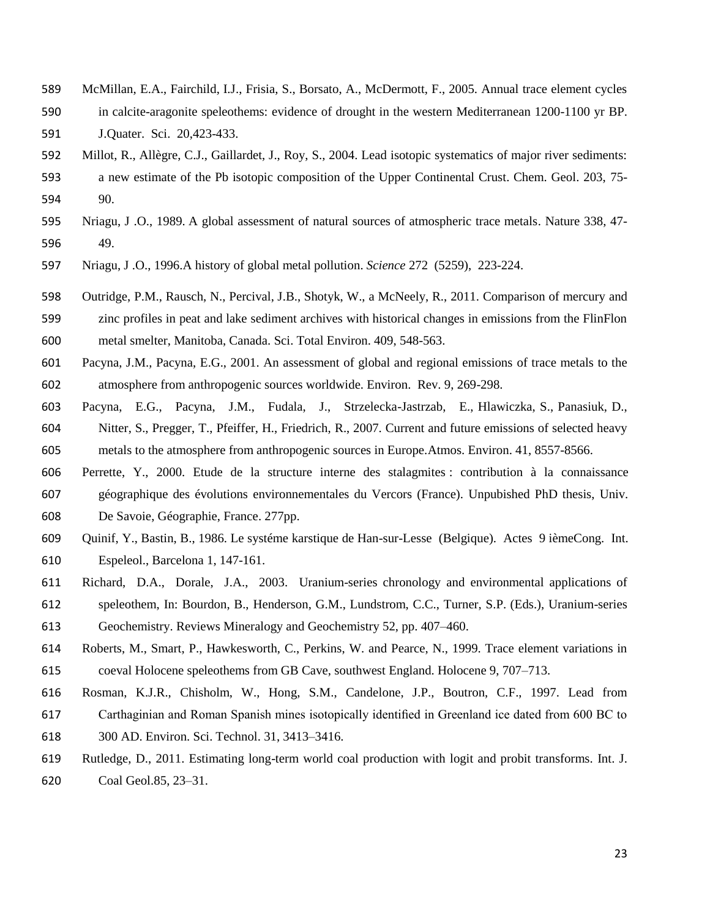McMillan, E.A., Fairchild, I.J., Frisia, S., Borsato, A., McDermott, F., 2005. Annual trace element cycles in calcite-aragonite speleothems: evidence of drought in the western Mediterranean 1200-1100 yr BP. J.Quater. Sci. 20,423-433.

Millot, R., Allègre, C.J., Gaillardet, J., Roy, S., 2004. Lead isotopic systematics of major river sediments: a new estimate of the Pb isotopic composition of the Upper Continental Crust. Chem. Geol. 203, 75-90.

Nriagu, J .O., 1989. A global assessment of natural sources of atmospheric trace metals. Nature 338, 47-49.

Nriagu, J .O., 1996.A history of global metal pollution. *Science* 272 (5259), 223-224.

Outridge, P.M., Rausch, N., Percival, J.B., Shotyk, W., a McNeely, R., 2011. Comparison of mercury and zinc profiles in peat and lake sediment archives with historical changes in emissions from the FlinFlon metal smelter, Manitoba, Canada. Sci. Total Environ. 409, 548-563.

Pacyna, J.M., Pacyna, E.G., 2001. An assessment of global and regional emissions of trace metals to the atmosphere from anthropogenic sources worldwide. Environ. Rev. 9, 269-298.

Pacyna, E.G., Pacyna, J.M., Fudala, J., Strzelecka-Jastrzab, E., Hlawiczka, S., Panasiuk, D., Nitter, S., Pregger, T., Pfeiffer, H., Friedrich, R., 2007. Current and future emissions of selected heavy metals to the atmosphere from anthropogenic sources in Europe.Atmos. Environ. 41, 8557-8566.

Perrette, Y., 2000. Etude de la structure interne des stalagmites : contribution à la connaissance géographique des évolutions environnementales du Vercors (France). Unpubished PhD thesis, Univ. De Savoie, Géographie, France. 277pp.

Quinif, Y., Bastin, B., 1986. Le systéme karstique de Han-sur-Lesse (Belgique). Actes 9 ièmeCong. Int. Espeleol., Barcelona 1, 147-161.

Richard, D.A., Dorale, J.A., 2003. Uranium-series chronology and environmental applications of speleothem, In: Bourdon, B., Henderson, G.M., Lundstrom, C.C., Turner, S.P. (Eds.), Uranium-series Geochemistry. Reviews Mineralogy and Geochemistry 52, pp. 407–460.

Roberts, M., Smart, P., Hawkesworth, C., Perkins, W. and Pearce, N., 1999. Trace element variations in coeval Holocene speleothems from GB Cave, southwest England. Holocene 9, 707–713.

Rosman, K.J.R., Chisholm, W., Hong, S.M., Candelone, J.P., Boutron, C.F., 1997. Lead from Carthaginian and Roman Spanish mines isotopically identified in Greenland ice dated from 600 BC to 300 AD. Environ. Sci. Technol. 31, 3413–3416.

Rutledge, D., 2011. Estimating long-term world coal production with logit and probit transforms. Int. J. Coal Geol.85, 23–31.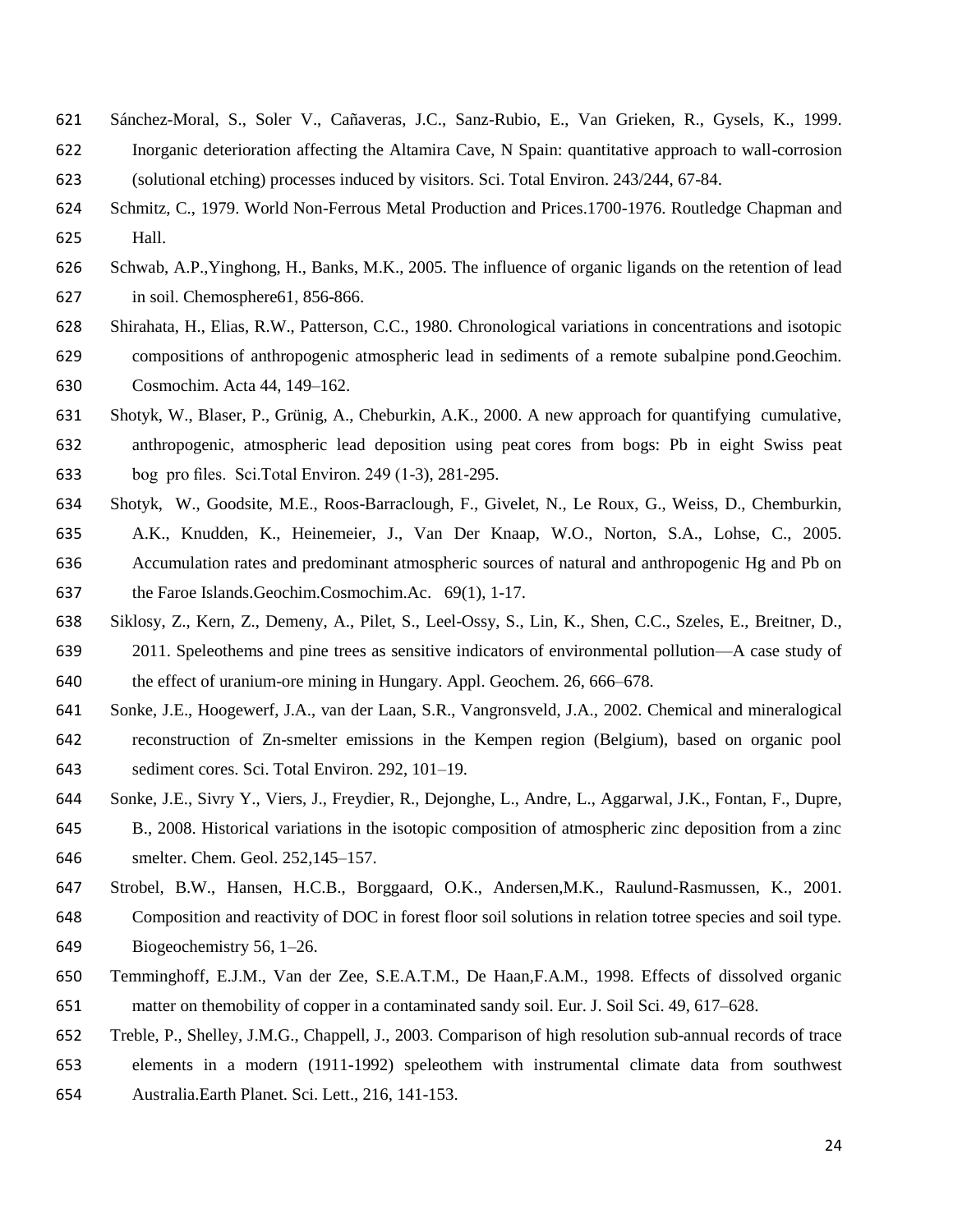Sánchez-Moral, S., Soler V., Cañaveras, J.C., Sanz-Rubio, E., Van Grieken, R., Gysels, K., 1999. Inorganic deterioration affecting the Altamira Cave, N Spain: quantitative approach to wall-corrosion (solutional etching) processes induced by visitors. Sci. Total Environ. 243/244, 67-84.

Schmitz, C., 1979. World Non-Ferrous Metal Production and Prices.1700-1976. Routledge Chapman and Hall.

Schwab, A.P.,Yinghong, H., Banks, M.K., 2005. The influence of organic ligands on the retention of lead in soil. Chemosphere61, 856-866.

Shirahata, H., Elias, R.W., Patterson, C.C., 1980. Chronological variations in concentrations and isotopic compositions of anthropogenic atmospheric lead in sediments of a remote subalpine pond.Geochim. Cosmochim. Acta 44, 149–162.

Shotyk, W., Blaser, P., Grünig, A., Cheburkin, A.K., 2000. A new approach for quantifying cumulative, anthropogenic, atmospheric lead deposition using peat cores from bogs: Pb in eight Swiss peat bog pro files. Sci.Total Environ. 249 (1-3), 281-295.

Shotyk, W., Goodsite, M.E., Roos-Barraclough, F., Givelet, N., Le Roux, G., Weiss, D., Chemburkin, A.K., Knudden, K., Heinemeier, J., Van Der Knaap, W.O., Norton, S.A., Lohse, C., 2005. Accumulation rates and predominant atmospheric sources of natural and anthropogenic Hg and Pb on the Faroe Islands.Geochim.Cosmochim.Ac. 69(1), 1-17.

Siklosy, Z., Kern, Z., Demeny, A., Pilet, S., Leel-Ossy, S., Lin, K., Shen, C.C., Szeles, E., Breitner, D., 2011. Speleothems and pine trees as sensitive indicators of environmental pollution—A case study of the effect of uranium-ore mining in Hungary. Appl. Geochem. 26, 666–678.

Sonke, J.E., Hoogewerf, J.A., van der Laan, S.R., Vangronsveld, J.A., 2002. Chemical and mineralogical reconstruction of Zn-smelter emissions in the Kempen region (Belgium), based on organic pool sediment cores. Sci. Total Environ. 292, 101–19.

Sonke, J.E., Sivry Y., Viers, J., Freydier, R., Dejonghe, L., Andre, L., Aggarwal, J.K., Fontan, F., Dupre, B., 2008. Historical variations in the isotopic composition of atmospheric zinc deposition from a zinc smelter. Chem. Geol. 252,145–157.

Strobel, B.W., Hansen, H.C.B., Borggaard, O.K., Andersen,M.K., Raulund-Rasmussen, K., 2001. Composition and reactivity of DOC in forest floor soil solutions in relation totree species and soil type. Biogeochemistry 56, 1–26.

Temminghoff, E.J.M., Van der Zee, S.E.A.T.M., De Haan,F.A.M., 1998. Effects of dissolved organic matter on themobility of copper in a contaminated sandy soil. Eur. J. Soil Sci. 49, 617–628.

Treble, P., Shelley, J.M.G., Chappell, J., 2003. Comparison of high resolution sub-annual records of trace elements in a modern (1911-1992) speleothem with instrumental climate data from southwest Australia.Earth Planet. Sci. Lett., 216, 141-153.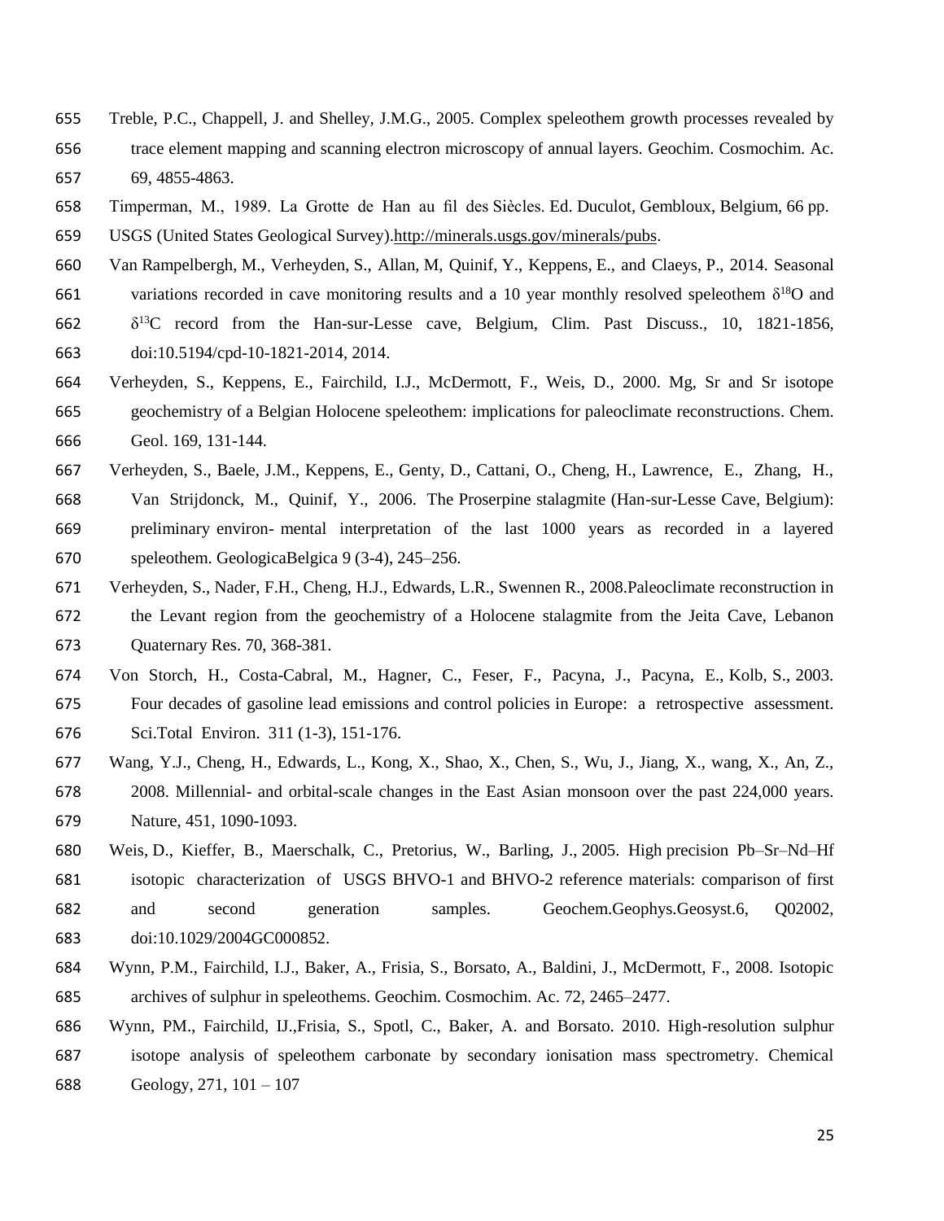Treble, P.C., Chappell, J. and Shelley, J.M.G., 2005. Complex speleothem growth processes revealed by trace element mapping and scanning electron microscopy of annual layers. Geochim. Cosmochim. Ac. 69, 4855-4863.

Timperman, M., 1989. La Grotte de Han au fil des Siècles. Ed. Duculot, Gembloux, Belgium, 66 pp.

USGS (United States Geological Survey).http://minerals.usgs.gov/minerals/pubs.

Van Rampelbergh, M., Verheyden, S., Allan, M, Quinif, Y., Keppens, E., and Claeys, P., 2014. Seasonal variations recorded in cave monitoring results and a 10 year monthly resolved speleothem $\delta^{18}O$ and $\delta^{13}C$ record from the Han-sur-Lesse cave, Belgium, Clim. Past Discuss., 10, 1821-1856, doi:10.5194/cpd-10-1821-2014, 2014.

Verheyden, S., Keppens, E., Fairchild, I.J., McDermott, F., Weis, D., 2000. Mg, Sr and Sr isotope geochemistry of a Belgian Holocene speleothem: implications for paleoclimate reconstructions. Chem. Geol. 169, 131-144.

Verheyden, S., Baele, J.M., Keppens, E., Genty, D., Cattani, O., Cheng, H., Lawrence, E., Zhang, H., Van Strijdonck, M., Quinif, Y., 2006. The Proserpine stalagmite (Han-sur-Lesse Cave, Belgium): preliminary environ- mental interpretation of the last 1000 years as recorded in a layered speleothem. GeologicaBelgica 9 (3-4), 245–256.

Verheyden, S., Nader, F.H., Cheng, H.J., Edwards, L.R., Swennen R., 2008.Paleoclimate reconstruction in the Levant region from the geochemistry of a Holocene stalagmite from the Jeita Cave, Lebanon Quaternary Res. 70, 368-381.

Von Storch, H., Costa-Cabral, M., Hagner, C., Feser, F., Pacyna, J., Pacyna, E., Kolb, S., 2003. Four decades of gasoline lead emissions and control policies in Europe: a retrospective assessment. Sci.Total Environ. 311 (1-3), 151-176.

Wang, Y.J., Cheng, H., Edwards, L., Kong, X., Shao, X., Chen, S., Wu, J., Jiang, X., wang, X., An, Z., 2008. Millennial- and orbital-scale changes in the East Asian monsoon over the past 224,000 years. Nature, 451, 1090-1093.

Weis, D., Kieffer, B., Maerschalk, C., Pretorius, W., Barling, J., 2005. High precision Pb–Sr–Nd–Hf isotopic characterization of USGS BHVO-1 and BHVO-2 reference materials: comparison of first and second generation samples. Geochem.Geophys.Geosyst.6, Q02002, doi:10.1029/2004GC000852.

Wynn, P.M., Fairchild, I.J., Baker, A., Frisia, S., Borsato, A., Baldini, J., McDermott, F., 2008. Isotopic archives of sulphur in speleothems. Geochim. Cosmochim. Ac. 72, 2465–2477.

Wynn, PM., Fairchild, IJ.,Frisia, S., Spotl, C., Baker, A. and Borsato. 2010. High-resolution sulphur isotope analysis of speleothem carbonate by secondary ionisation mass spectrometry. Chemical Geology, 271, 101 – 107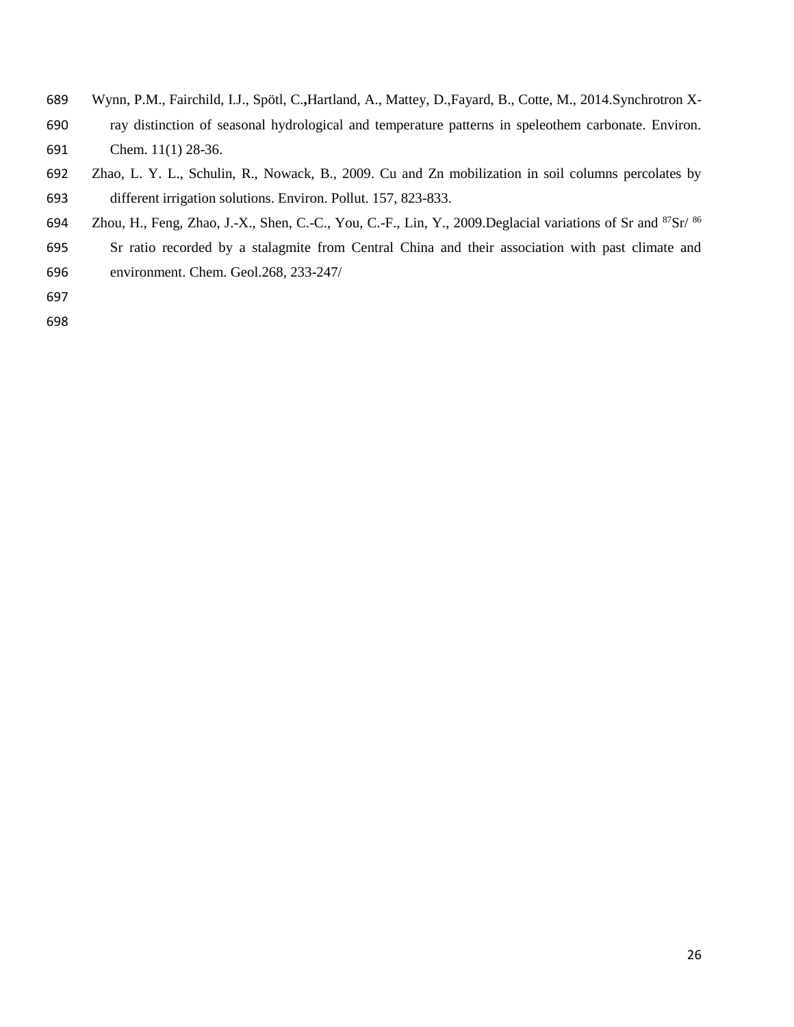Wynn, P.M., Fairchild, I.J., Spötl, C.**,**Hartland, A., Mattey, D.,Fayard, B., Cotte, M., 2014.Synchrotron X-ray distinction of seasonal hydrological and temperature patterns in speleothem carbonate. Environ. Chem. 11(1) 28-36.

Zhao, L. Y. L., Schulin, R., Nowack, B., 2009. Cu and Zn mobilization in soil columns percolates by different irrigation solutions. Environ. Pollut. 157, 823-833.

Zhou, H., Feng, Zhao, J.-X., Shen, C.-C., You, C.-F., Lin, Y., 2009.Deglacial variations of Sr and $^{87}$Sr/ $^{86}$Sr ratio recorded by a stalagmite from Central China and their association with past climate and environment. Chem. Geol.268, 233-247/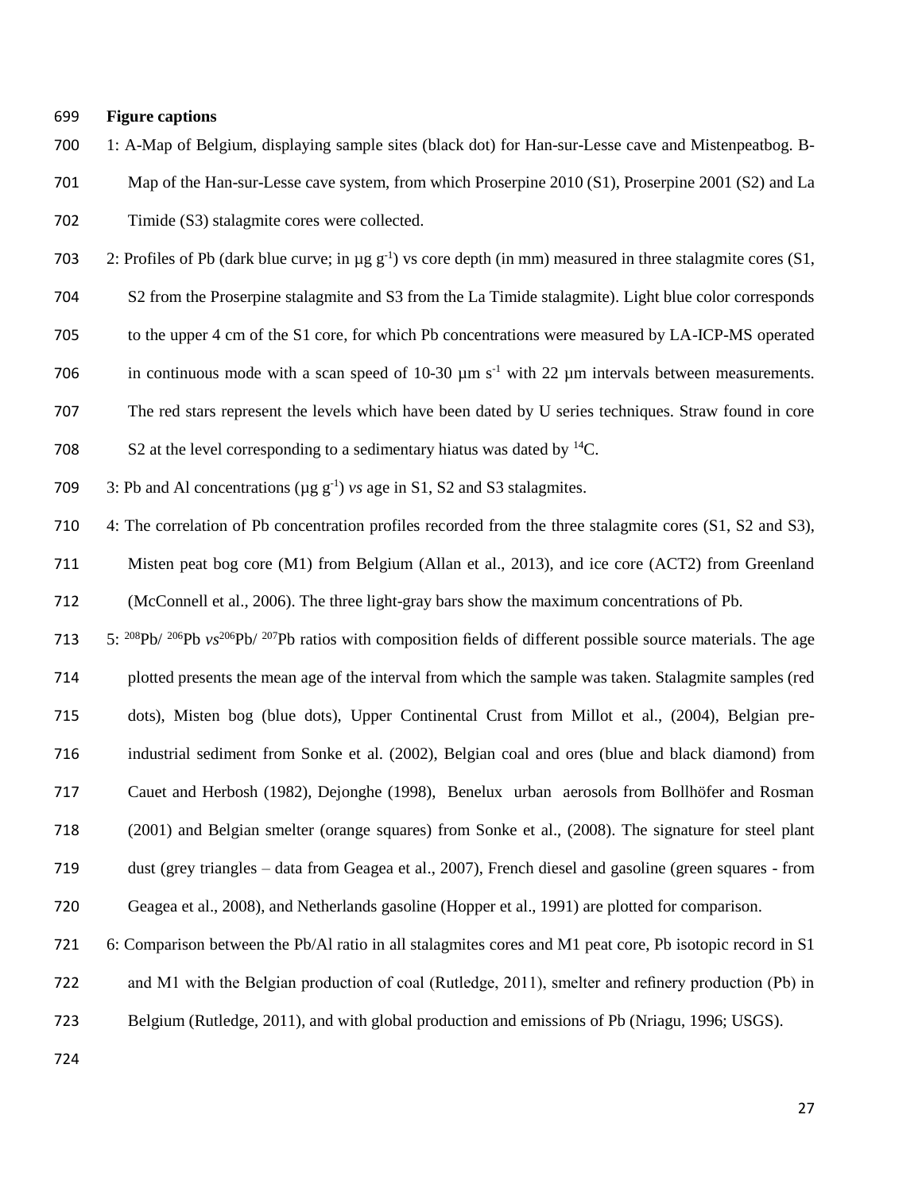**Figure captions**

1: A-Map of Belgium, displaying sample sites (black dot) for Han-sur-Lesse cave and Mistenpeatbog. B-Map of the Han-sur-Lesse cave system, from which Proserpine 2010 (S1), Proserpine 2001 (S2) and La Timide (S3) stalagmite cores were collected.

2: Profiles of Pb (dark blue curve; in µg $g^{-1}$) vs core depth (in mm) measured in three stalagmite cores (S1, S2 from the Proserpine stalagmite and S3 from the La Timide stalagmite). Light blue color corresponds to the upper 4 cm of the S1 core, for which Pb concentrations were measured by LA-ICP-MS operated in continuous mode with a scan speed of 10-30 µm $s^{-1}$ with 22 µm intervals between measurements. The red stars represent the levels which have been dated by U series techniques. Straw found in core S2 at the level corresponding to a sedimentary hiatus was dated by $^{14}C$.

3: Pb and Al concentrations (µg $g^{-1}$) *vs* age in S1, S2 and S3 stalagmites.

4: The correlation of Pb concentration profiles recorded from the three stalagmite cores (S1, S2 and S3), Misten peat bog core (M1) from Belgium (Allan et al., 2013), and ice core (ACT2) from Greenland (McConnell et al., 2006). The three light-gray bars show the maximum concentrations of Pb.

5: $^{208}Pb/^{206}Pb$ *vs* $^{206}Pb/^{207}Pb$ ratios with composition fields of different possible source materials. The age plotted presents the mean age of the interval from which the sample was taken. Stalagmite samples (red dots), Misten bog (blue dots), Upper Continental Crust from Millot et al., (2004), Belgian pre-industrial sediment from Sonke et al. (2002), Belgian coal and ores (blue and black diamond) from Cauet and Herbosh (1982), Dejonghe (1998), Benelux urban aerosols from Bollhöfer and Rosman (2001) and Belgian smelter (orange squares) from Sonke et al., (2008). The signature for steel plant dust (grey triangles – data from Geagea et al., 2007), French diesel and gasoline (green squares - from Geagea et al., 2008), and Netherlands gasoline (Hopper et al., 1991) are plotted for comparison.

6: Comparison between the Pb/Al ratio in all stalagmites cores and M1 peat core, Pb isotopic record in S1 and M1 with the Belgian production of coal (Rutledge, 2011), smelter and refinery production (Pb) in Belgium (Rutledge, 2011), and with global production and emissions of Pb (Nriagu, 1996; USGS).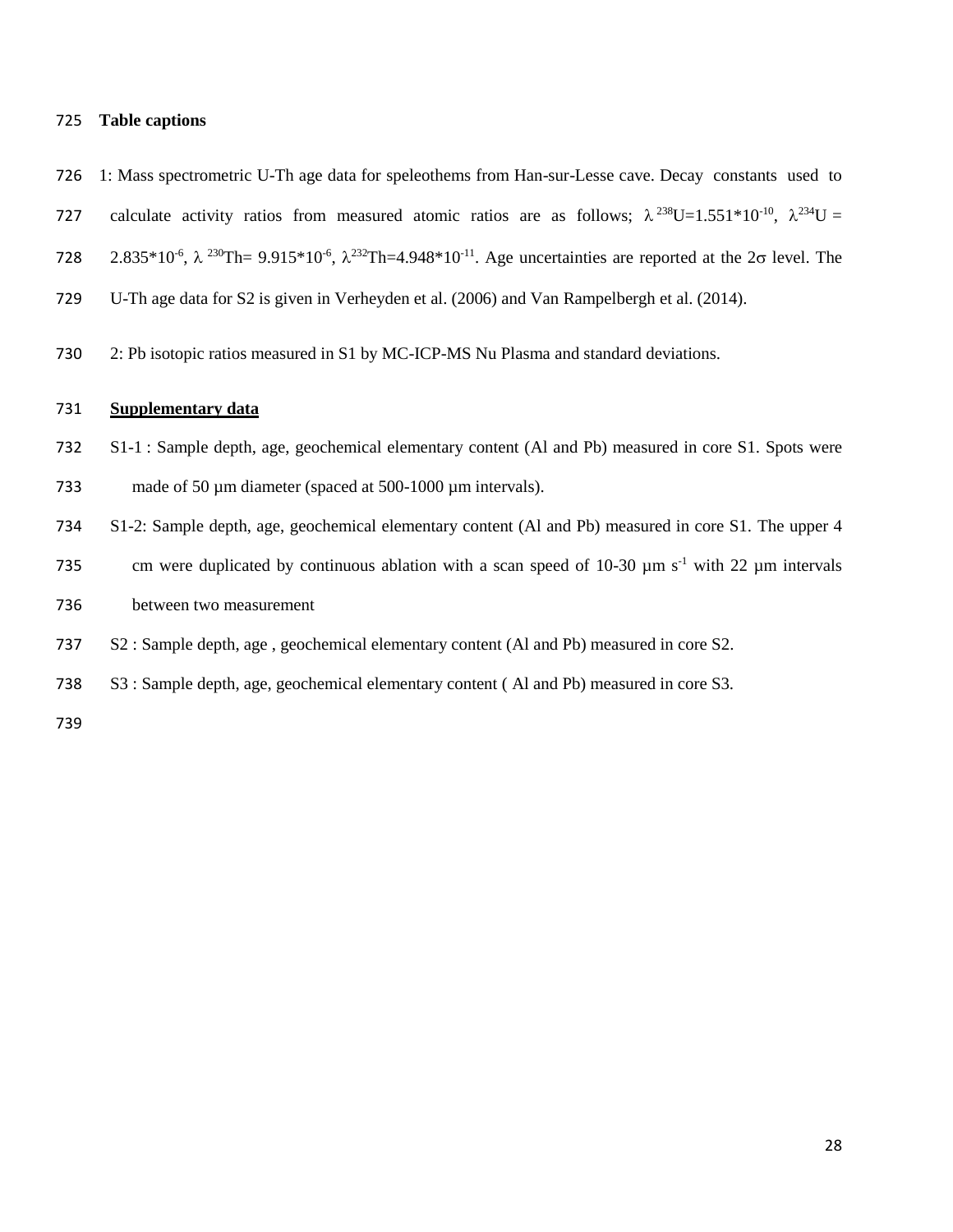**Table captions**

1: Mass spectrometric U-Th age data for speleothems from Han-sur-Lesse cave. Decay constants used to calculate activity ratios from measured atomic ratios are as follows; $\lambda\,^{238}U=1.551*10^{-10}$, $\lambda^{234}U = 2.835*10^{-6}$, $\lambda\,^{230}Th= 9.915*10^{-6}$, $\lambda^{232}Th=4.948*10^{-11}$. Age uncertainties are reported at the $2\sigma$ level. The U-Th age data for S2 is given in Verheyden et al. (2006) and Van Rampelbergh et al. (2014).

2: Pb isotopic ratios measured in S1 by MC-ICP-MS Nu Plasma and standard deviations.

**Supplementary data**

S1-1 : Sample depth, age, geochemical elementary content (Al and Pb) measured in core S1. Spots were made of 50 µm diameter (spaced at 500-1000 µm intervals).

S1-2: Sample depth, age, geochemical elementary content (Al and Pb) measured in core S1. The upper 4 cm were duplicated by continuous ablation with a scan speed of 10-30 µm $s^{-1}$ with 22 µm intervals between two measurement

S2 : Sample depth, age , geochemical elementary content (Al and Pb) measured in core S2.

S3 : Sample depth, age, geochemical elementary content ( Al and Pb) measured in core S3.